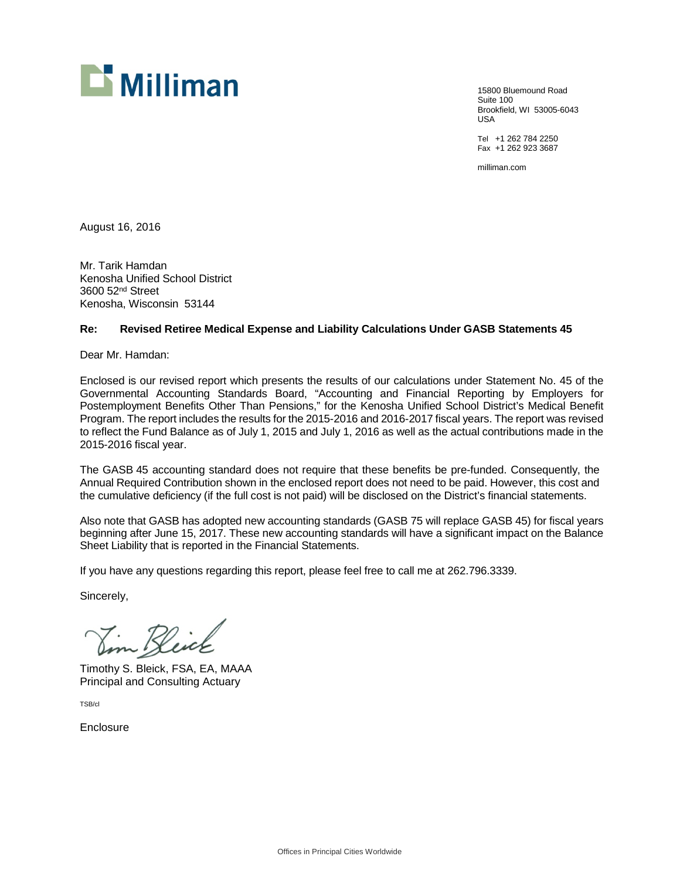**Milliman**

15800 Bluemound Road
Suite 100
Brookfield, WI 53005-6043
USA

Tel +1 262 784 2250
Fax +1 262 923 3687

milliman.com

August 16, 2016

Mr. Tarik Hamdan
Kenosha Unified School District
3600 52nd Street
Kenosha, Wisconsin 53144

**Re: Revised Retiree Medical Expense and Liability Calculations Under GASB Statements 45**

Dear Mr. Hamdan:

Enclosed is our revised report which presents the results of our calculations under Statement No. 45 of the Governmental Accounting Standards Board, "Accounting and Financial Reporting by Employers for Postemployment Benefits Other Than Pensions," for the Kenosha Unified School District's Medical Benefit Program. The report includes the results for the 2015-2016 and 2016-2017 fiscal years. The report was revised to reflect the Fund Balance as of July 1, 2015 and July 1, 2016 as well as the actual contributions made in the 2015-2016 fiscal year.

The GASB 45 accounting standard does not require that these benefits be pre-funded. Consequently, the Annual Required Contribution shown in the enclosed report does not need to be paid. However, this cost and the cumulative deficiency (if the full cost is not paid) will be disclosed on the District's financial statements.

Also note that GASB has adopted new accounting standards (GASB 75 will replace GASB 45) for fiscal years beginning after June 15, 2017. These new accounting standards will have a significant impact on the Balance Sheet Liability that is reported in the Financial Statements.

If you have any questions regarding this report, please feel free to call me at 262.796.3339.

Sincerely,

Timothy S. Bleick, FSA, EA, MAAA
Principal and Consulting Actuary

TSB/cl

Enclosure

Offices in Principal Cities Worldwide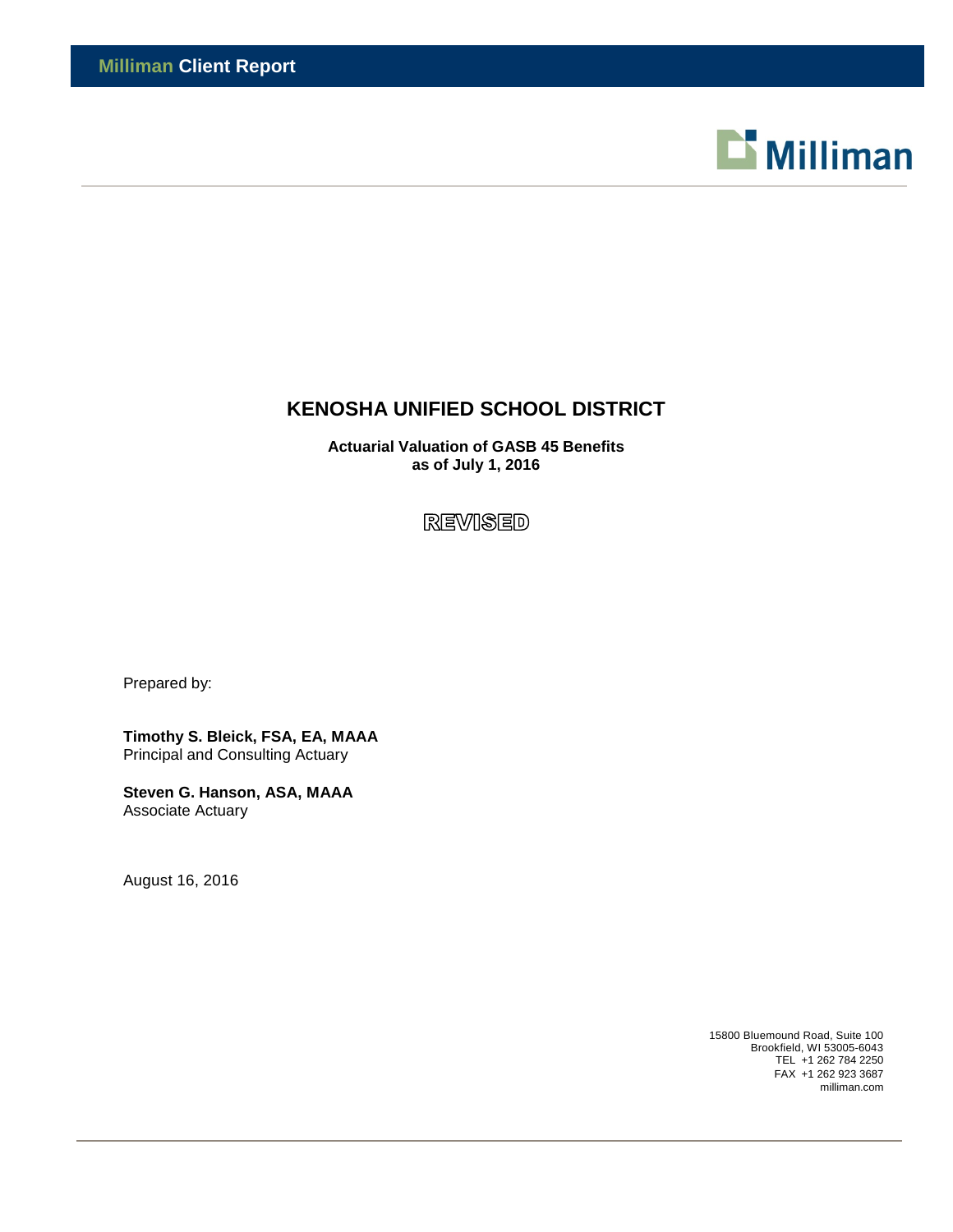**Milliman** Client Report

# KENOSHA UNIFIED SCHOOL DISTRICT

**Actuarial Valuation of GASB 45 Benefits**
**as of July 1, 2016**

**REVISED**

Prepared by:

**Timothy S. Bleick, FSA, EA, MAAA**
Principal and Consulting Actuary

**Steven G. Hanson, ASA, MAAA**
Associate Actuary

August 16, 2016

15800 Bluemound Road, Suite 100
Brookfield, WI 53005-6043
TEL +1 262 784 2250
FAX +1 262 923 3687
milliman.com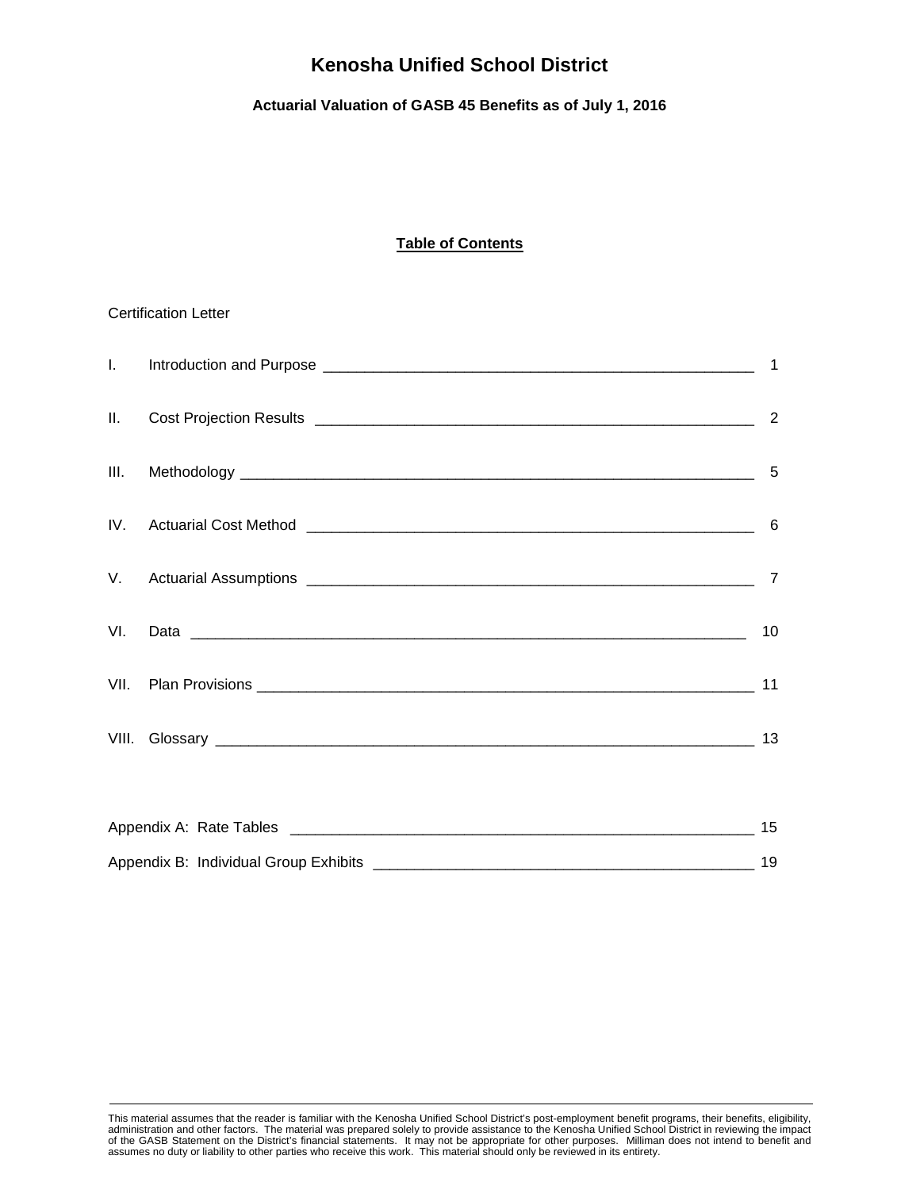# Kenosha Unified School District

### Actuarial Valuation of GASB 45 Benefits as of July 1, 2016

**Table of Contents**

Certification Letter

| | | |
|---|---|---|
| I. | Introduction and Purpose | 1 |
| II. | Cost Projection Results | 2 |
| III. | Methodology | 5 |
| IV. | Actuarial Cost Method | 6 |
| V. | Actuarial Assumptions | 7 |
| VI. | Data | 10 |
| VII. | Plan Provisions | 11 |
| VIII. | Glossary | 13 |

| | |
|---|---|
| Appendix A: Rate Tables | 15 |
| Appendix B: Individual Group Exhibits | 19 |

This material assumes that the reader is familiar with the Kenosha Unified School District's post-employment benefit programs, their benefits, eligibility, administration and other factors. The material was prepared solely to provide assistance to the Kenosha Unified School District in reviewing the impact of the GASB Statement on the District's financial statements. It may not be appropriate for other purposes. Milliman does not intend to benefit and assumes no duty or liability to other parties who receive this work. This material should only be reviewed in its entirety.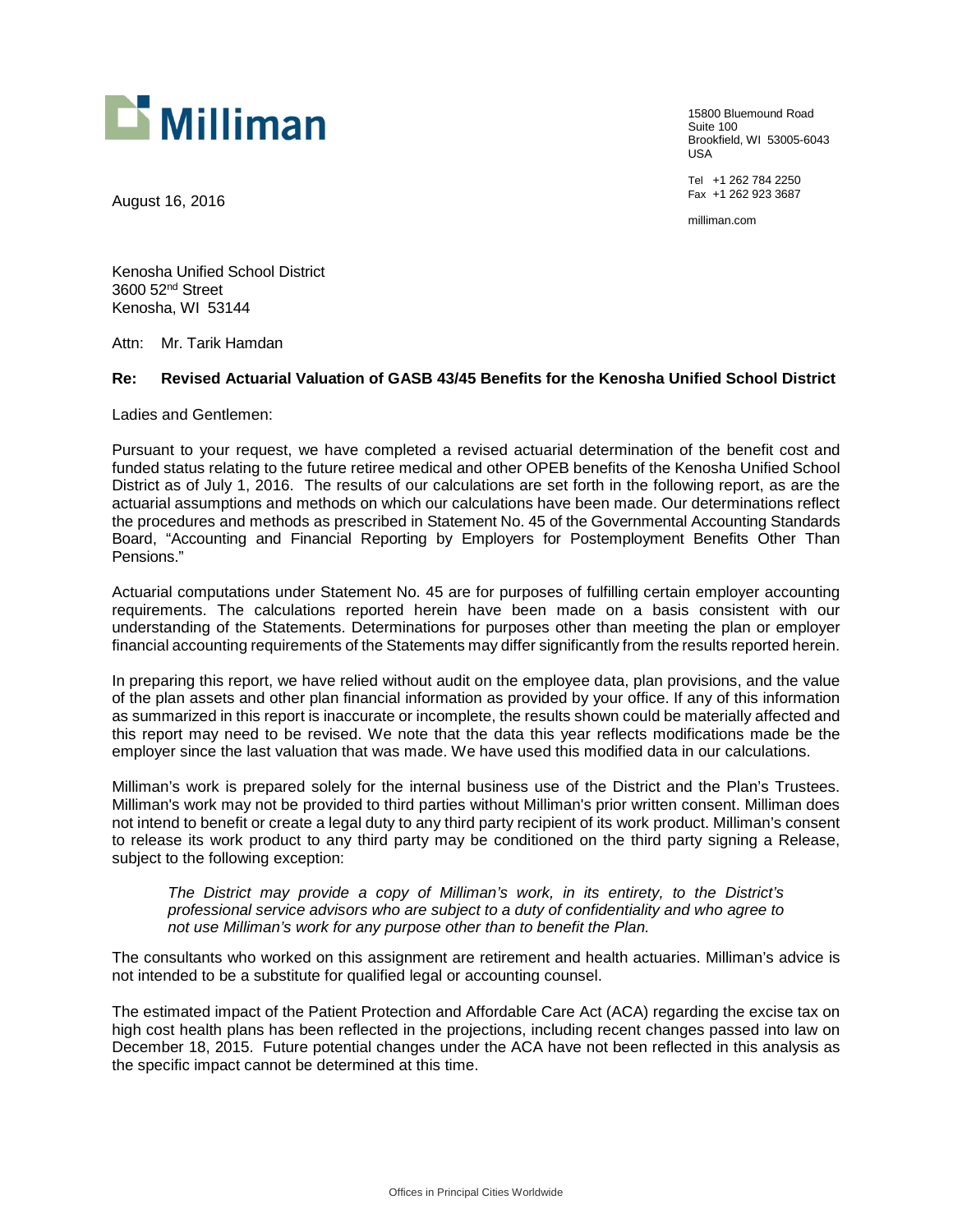**Milliman**

15800 Bluemound Road
Suite 100
Brookfield, WI 53005-6043
USA

Tel +1 262 784 2250
Fax +1 262 923 3687

milliman.com

August 16, 2016

Kenosha Unified School District
3600 52nd Street
Kenosha, WI 53144

Attn: Mr. Tarik Hamdan

**Re: Revised Actuarial Valuation of GASB 43/45 Benefits for the Kenosha Unified School District**

Ladies and Gentlemen:

Pursuant to your request, we have completed a revised actuarial determination of the benefit cost and funded status relating to the future retiree medical and other OPEB benefits of the Kenosha Unified School District as of July 1, 2016. The results of our calculations are set forth in the following report, as are the actuarial assumptions and methods on which our calculations have been made. Our determinations reflect the procedures and methods as prescribed in Statement No. 45 of the Governmental Accounting Standards Board, "Accounting and Financial Reporting by Employers for Postemployment Benefits Other Than Pensions."

Actuarial computations under Statement No. 45 are for purposes of fulfilling certain employer accounting requirements. The calculations reported herein have been made on a basis consistent with our understanding of the Statements. Determinations for purposes other than meeting the plan or employer financial accounting requirements of the Statements may differ significantly from the results reported herein.

In preparing this report, we have relied without audit on the employee data, plan provisions, and the value of the plan assets and other plan financial information as provided by your office. If any of this information as summarized in this report is inaccurate or incomplete, the results shown could be materially affected and this report may need to be revised. We note that the data this year reflects modifications made be the employer since the last valuation that was made. We have used this modified data in our calculations.

Milliman's work is prepared solely for the internal business use of the District and the Plan's Trustees. Milliman's work may not be provided to third parties without Milliman's prior written consent. Milliman does not intend to benefit or create a legal duty to any third party recipient of its work product. Milliman's consent to release its work product to any third party may be conditioned on the third party signing a Release, subject to the following exception:

> *The District may provide a copy of Milliman's work, in its entirety, to the District's professional service advisors who are subject to a duty of confidentiality and who agree to not use Milliman's work for any purpose other than to benefit the Plan.*

The consultants who worked on this assignment are retirement and health actuaries. Milliman's advice is not intended to be a substitute for qualified legal or accounting counsel.

The estimated impact of the Patient Protection and Affordable Care Act (ACA) regarding the excise tax on high cost health plans has been reflected in the projections, including recent changes passed into law on December 18, 2015. Future potential changes under the ACA have not been reflected in this analysis as the specific impact cannot be determined at this time.

Offices in Principal Cities Worldwide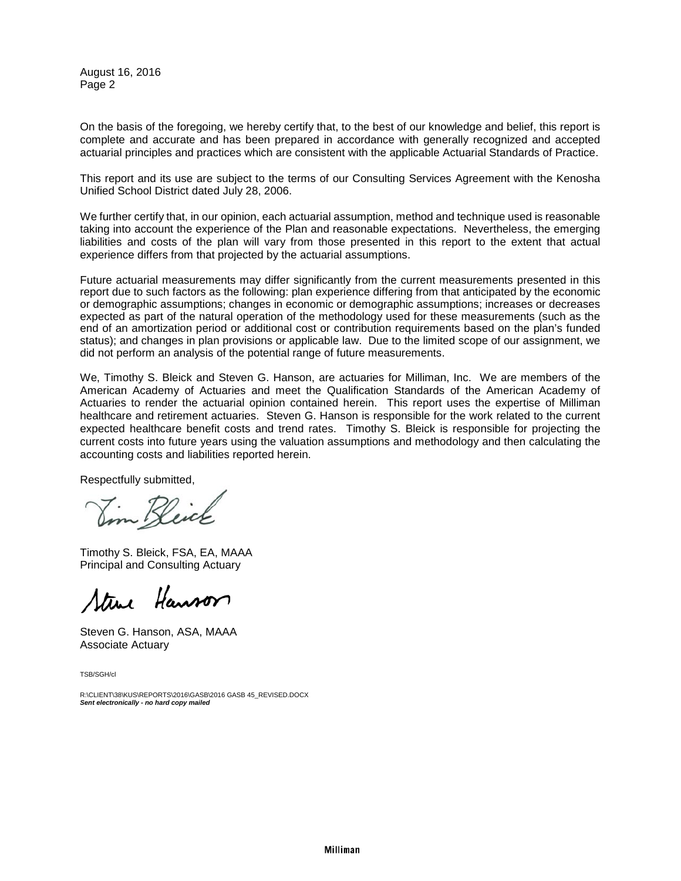August 16, 2016
Page 2

On the basis of the foregoing, we hereby certify that, to the best of our knowledge and belief, this report is complete and accurate and has been prepared in accordance with generally recognized and accepted actuarial principles and practices which are consistent with the applicable Actuarial Standards of Practice.

This report and its use are subject to the terms of our Consulting Services Agreement with the Kenosha Unified School District dated July 28, 2006.

We further certify that, in our opinion, each actuarial assumption, method and technique used is reasonable taking into account the experience of the Plan and reasonable expectations. Nevertheless, the emerging liabilities and costs of the plan will vary from those presented in this report to the extent that actual experience differs from that projected by the actuarial assumptions.

Future actuarial measurements may differ significantly from the current measurements presented in this report due to such factors as the following: plan experience differing from that anticipated by the economic or demographic assumptions; changes in economic or demographic assumptions; increases or decreases expected as part of the natural operation of the methodology used for these measurements (such as the end of an amortization period or additional cost or contribution requirements based on the plan's funded status); and changes in plan provisions or applicable law. Due to the limited scope of our assignment, we did not perform an analysis of the potential range of future measurements.

We, Timothy S. Bleick and Steven G. Hanson, are actuaries for Milliman, Inc. We are members of the American Academy of Actuaries and meet the Qualification Standards of the American Academy of Actuaries to render the actuarial opinion contained herein. This report uses the expertise of Milliman healthcare and retirement actuaries. Steven G. Hanson is responsible for the work related to the current expected healthcare benefit costs and trend rates. Timothy S. Bleick is responsible for projecting the current costs into future years using the valuation assumptions and methodology and then calculating the accounting costs and liabilities reported herein.

Respectfully submitted,

Timothy S. Bleick, FSA, EA, MAAA
Principal and Consulting Actuary

Steven G. Hanson, ASA, MAAA
Associate Actuary

TSB/SGH/cl

R:\CLIENT\38\KUS\REPORTS\2016\GASB\2016 GASB 45_REVISED.DOCX
***Sent electronically - no hard copy mailed***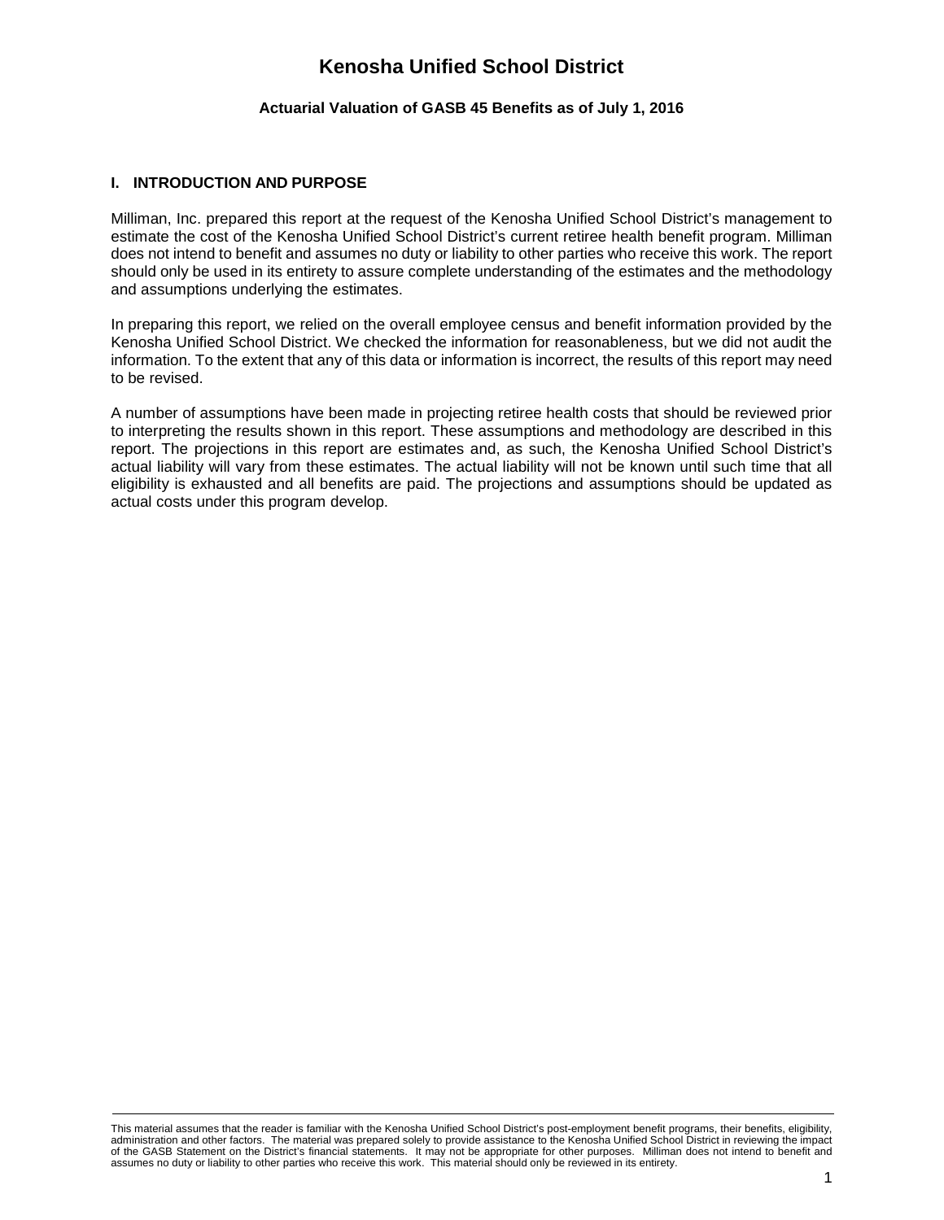# Kenosha Unified School District

### Actuarial Valuation of GASB 45 Benefits as of July 1, 2016

## I. INTRODUCTION AND PURPOSE

Milliman, Inc. prepared this report at the request of the Kenosha Unified School District's management to estimate the cost of the Kenosha Unified School District's current retiree health benefit program. Milliman does not intend to benefit and assumes no duty or liability to other parties who receive this work. The report should only be used in its entirety to assure complete understanding of the estimates and the methodology and assumptions underlying the estimates.

In preparing this report, we relied on the overall employee census and benefit information provided by the Kenosha Unified School District. We checked the information for reasonableness, but we did not audit the information. To the extent that any of this data or information is incorrect, the results of this report may need to be revised.

A number of assumptions have been made in projecting retiree health costs that should be reviewed prior to interpreting the results shown in this report. These assumptions and methodology are described in this report. The projections in this report are estimates and, as such, the Kenosha Unified School District's actual liability will vary from these estimates. The actual liability will not be known until such time that all eligibility is exhausted and all benefits are paid. The projections and assumptions should be updated as actual costs under this program develop.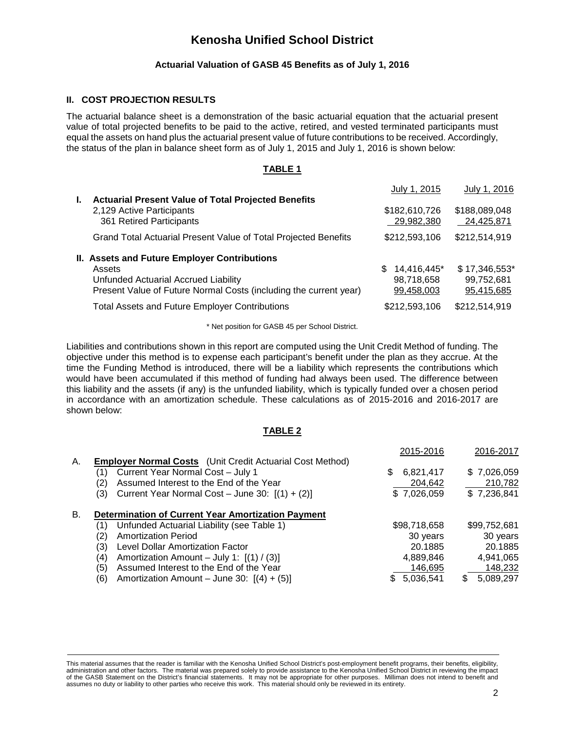# Kenosha Unified School District

**Actuarial Valuation of GASB 45 Benefits as of July 1, 2016**

## II. COST PROJECTION RESULTS

The actuarial balance sheet is a demonstration of the basic actuarial equation that the actuarial present value of total projected benefits to be paid to the active, retired, and vested terminated participants must equal the assets on hand plus the actuarial present value of future contributions to be received. Accordingly, the status of the plan in balance sheet form as of July 1, 2015 and July 1, 2016 is shown below:

**TABLE 1**

| | July 1, 2015 | July 1, 2016 |
|---|---|---|
| **I. Actuarial Present Value of Total Projected Benefits** | | |
| 2,129 Active Participants | $182,610,726 | $188,089,048 |
| 361 Retired Participants | 29,982,380 | 24,425,871 |
| Grand Total Actuarial Present Value of Total Projected Benefits | $212,593,106 | $212,514,919 |
| **II. Assets and Future Employer Contributions** | | |
| Assets | $ 14,416,445* | $ 17,346,553* |
| Unfunded Actuarial Accrued Liability | 98,718,658 | 99,752,681 |
| Present Value of Future Normal Costs (including the current year) | 99,458,003 | 95,415,685 |
| Total Assets and Future Employer Contributions | $212,593,106 | $212,514,919 |

\* Net position for GASB 45 per School District.

Liabilities and contributions shown in this report are computed using the Unit Credit Method of funding. The objective under this method is to expense each participant's benefit under the plan as they accrue. At the time the Funding Method is introduced, there will be a liability which represents the contributions which would have been accumulated if this method of funding had always been used. The difference between this liability and the assets (if any) is the unfunded liability, which is typically funded over a chosen period in accordance with an amortization schedule. These calculations as of 2015-2016 and 2016-2017 are shown below:

**TABLE 2**

| | | 2015-2016 | 2016-2017 |
|---|---|---|---|
| A. | **Employer Normal Costs** (Unit Credit Actuarial Cost Method) | | |
| | (1) Current Year Normal Cost – July 1 | $ 6,821,417 | $ 7,026,059 |
| | (2) Assumed Interest to the End of the Year | 204,642 | 210,782 |
| | (3) Current Year Normal Cost – June 30: [(1) + (2)] | $ 7,026,059 | $ 7,236,841 |
| B. | **Determination of Current Year Amortization Payment** | | |
| | (1) Unfunded Actuarial Liability (see Table 1) | $98,718,658 | $99,752,681 |
| | (2) Amortization Period | 30 years | 30 years |
| | (3) Level Dollar Amortization Factor | 20.1885 | 20.1885 |
| | (4) Amortization Amount – July 1: [(1) / (3)] | 4,889,846 | 4,941,065 |
| | (5) Assumed Interest to the End of the Year | 146,695 | 148,232 |
| | (6) Amortization Amount – June 30: [(4) + (5)] | $ 5,036,541 | $ 5,089,297 |

This material assumes that the reader is familiar with the Kenosha Unified School District's post-employment benefit programs, their benefits, eligibility, administration and other factors. The material was prepared solely to provide assistance to the Kenosha Unified School District in reviewing the impact of the GASB Statement on the District's financial statements. It may not be appropriate for other purposes. Milliman does not intend to benefit and assumes no duty or liability to other parties who receive this work. This material should only be reviewed in its entirety.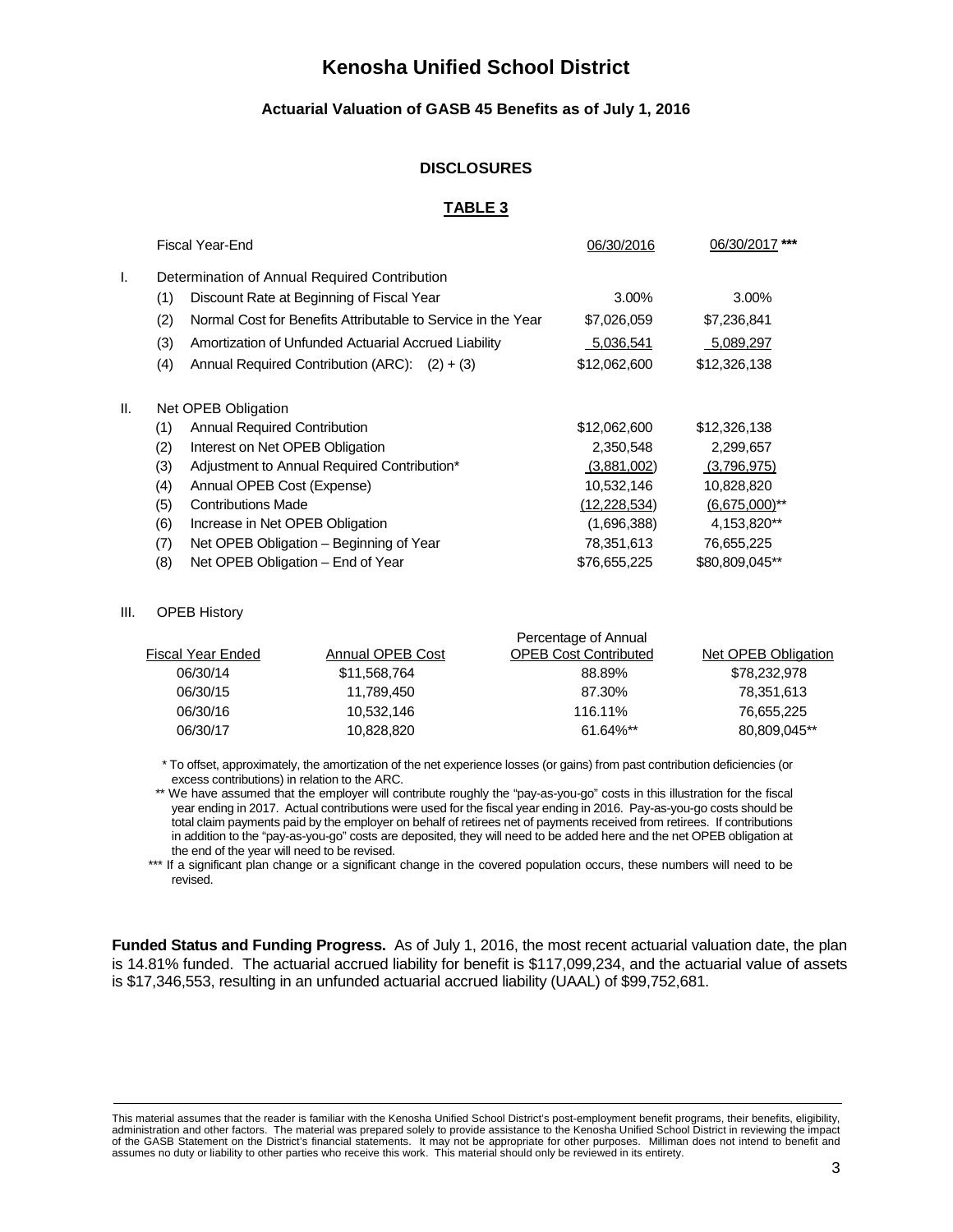# Kenosha Unified School District

### Actuarial Valuation of GASB 45 Benefits as of July 1, 2016

#### DISCLOSURES

#### TABLE 3

| | | Fiscal Year-End | 06/30/2016 | 06/30/2017 *** |
|---|---|---|---|---|
| I. | | Determination of Annual Required Contribution | | |
| | (1) | Discount Rate at Beginning of Fiscal Year | 3.00% | 3.00% |
| | (2) | Normal Cost for Benefits Attributable to Service in the Year | $7,026,059 | $7,236,841 |
| | (3) | Amortization of Unfunded Actuarial Accrued Liability | 5,036,541 | 5,089,297 |
| | (4) | Annual Required Contribution (ARC): (2) + (3) | $12,062,600 | $12,326,138 |
| II. | | Net OPEB Obligation | | |
| | (1) | Annual Required Contribution | $12,062,600 | $12,326,138 |
| | (2) | Interest on Net OPEB Obligation | 2,350,548 | 2,299,657 |
| | (3) | Adjustment to Annual Required Contribution* | (3,881,002) | (3,796,975) |
| | (4) | Annual OPEB Cost (Expense) | 10,532,146 | 10,828,820 |
| | (5) | Contributions Made | (12,228,534) | (6,675,000)** |
| | (6) | Increase in Net OPEB Obligation | (1,696,388) | 4,153,820** |
| | (7) | Net OPEB Obligation – Beginning of Year | 78,351,613 | 76,655,225 |
| | (8) | Net OPEB Obligation – End of Year | $76,655,225 | $80,809,045** |

III. OPEB History

| Fiscal Year Ended | Annual OPEB Cost | Percentage of Annual OPEB Cost Contributed | Net OPEB Obligation |
|---|---|---|---|
| 06/30/14 | $11,568,764 | 88.89% | $78,232,978 |
| 06/30/15 | 11,789,450 | 87.30% | 78,351,613 |
| 06/30/16 | 10,532,146 | 116.11% | 76,655,225 |
| 06/30/17 | 10,828,820 | 61.64%** | 80,809,045** |

\* To offset, approximately, the amortization of the net experience losses (or gains) from past contribution deficiencies (or excess contributions) in relation to the ARC.

\** We have assumed that the employer will contribute roughly the "pay-as-you-go" costs in this illustration for the fiscal year ending in 2017. Actual contributions were used for the fiscal year ending in 2016. Pay-as-you-go costs should be total claim payments paid by the employer on behalf of retirees net of payments received from retirees. If contributions in addition to the "pay-as-you-go" costs are deposited, they will need to be added here and the net OPEB obligation at the end of the year will need to be revised.

\*** If a significant plan change or a significant change in the covered population occurs, these numbers will need to be revised.

**Funded Status and Funding Progress.** As of July 1, 2016, the most recent actuarial valuation date, the plan is 14.81% funded. The actuarial accrued liability for benefit is $117,099,234, and the actuarial value of assets is $17,346,553, resulting in an unfunded actuarial accrued liability (UAAL) of $99,752,681.

This material assumes that the reader is familiar with the Kenosha Unified School District's post-employment benefit programs, their benefits, eligibility, administration and other factors. The material was prepared solely to provide assistance to the Kenosha Unified School District in reviewing the impact of the GASB Statement on the District's financial statements. It may not be appropriate for other purposes. Milliman does not intend to benefit and assumes no duty or liability to other parties who receive this work. This material should only be reviewed in its entirety.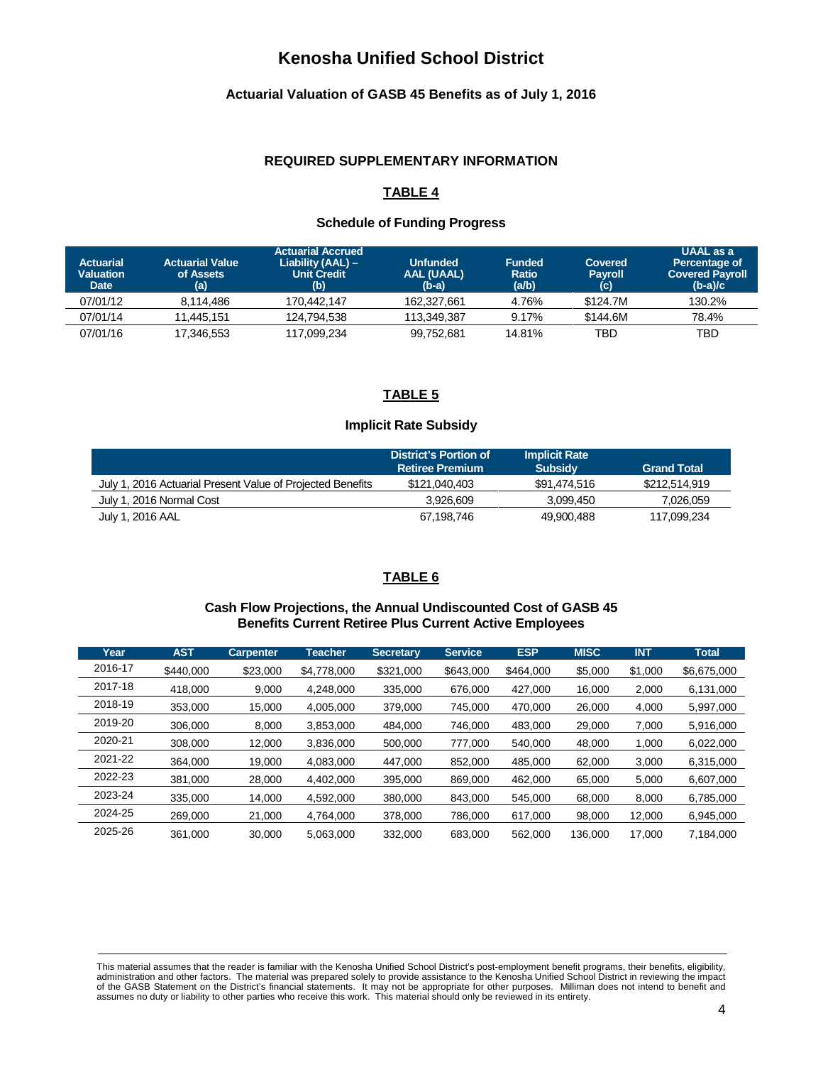# Kenosha Unified School District

## Actuarial Valuation of GASB 45 Benefits as of July 1, 2016

### REQUIRED SUPPLEMENTARY INFORMATION

### TABLE 4

**Schedule of Funding Progress**

| Actuarial Valuation Date | Actuarial Value of Assets (a) | Actuarial Accrued Liability (AAL) – Unit Credit (b) | Unfunded AAL (UAAL) (b-a) | Funded Ratio (a/b) | Covered Payroll (c) | UAAL as a Percentage of Covered Payroll (b-a)/c |
|---|---|---|---|---|---|---|
| 07/01/12 | 8,114,486 | 170,442,147 | 162,327,661 | 4.76% | $124.7M | 130.2% |
| 07/01/14 | 11,445,151 | 124,794,538 | 113,349,387 | 9.17% | $144.6M | 78.4% |
| 07/01/16 | 17,346,553 | 117,099,234 | 99,752,681 | 14.81% | TBD | TBD |

### TABLE 5

**Implicit Rate Subsidy**

| | District's Portion of Retiree Premium | Implicit Rate Subsidy | Grand Total |
|---|---|---|---|
| July 1, 2016 Actuarial Present Value of Projected Benefits | $121,040,403 | $91,474,516 | $212,514,919 |
| July 1, 2016 Normal Cost | 3,926,609 | 3,099,450 | 7,026,059 |
| July 1, 2016 AAL | 67,198,746 | 49,900,488 | 117,099,234 |

### TABLE 6

**Cash Flow Projections, the Annual Undiscounted Cost of GASB 45 Benefits Current Retiree Plus Current Active Employees**

| Year | AST | Carpenter | Teacher | Secretary | Service | ESP | MISC | INT | Total |
|---|---|---|---|---|---|---|---|---|---|
| 2016-17 | $440,000 | $23,000 | $4,778,000 | $321,000 | $643,000 | $464,000 | $5,000 | $1,000 | $6,675,000 |
| 2017-18 | 418,000 | 9,000 | 4,248,000 | 335,000 | 676,000 | 427,000 | 16,000 | 2,000 | 6,131,000 |
| 2018-19 | 353,000 | 15,000 | 4,005,000 | 379,000 | 745,000 | 470,000 | 26,000 | 4,000 | 5,997,000 |
| 2019-20 | 306,000 | 8,000 | 3,853,000 | 484,000 | 746,000 | 483,000 | 29,000 | 7,000 | 5,916,000 |
| 2020-21 | 308,000 | 12,000 | 3,836,000 | 500,000 | 777,000 | 540,000 | 48,000 | 1,000 | 6,022,000 |
| 2021-22 | 364,000 | 19,000 | 4,083,000 | 447,000 | 852,000 | 485,000 | 62,000 | 3,000 | 6,315,000 |
| 2022-23 | 381,000 | 28,000 | 4,402,000 | 395,000 | 869,000 | 462,000 | 65,000 | 5,000 | 6,607,000 |
| 2023-24 | 335,000 | 14,000 | 4,592,000 | 380,000 | 843,000 | 545,000 | 68,000 | 8,000 | 6,785,000 |
| 2024-25 | 269,000 | 21,000 | 4,764,000 | 378,000 | 786,000 | 617,000 | 98,000 | 12,000 | 6,945,000 |
| 2025-26 | 361,000 | 30,000 | 5,063,000 | 332,000 | 683,000 | 562,000 | 136,000 | 17,000 | 7,184,000 |

This material assumes that the reader is familiar with the Kenosha Unified School District's post-employment benefit programs, their benefits, eligibility, administration and other factors. The material was prepared solely to provide assistance to the Kenosha Unified School District in reviewing the impact of the GASB Statement on the District's financial statements. It may not be appropriate for other purposes. Milliman does not intend to benefit and assumes no duty or liability to other parties who receive this work. This material should only be reviewed in its entirety.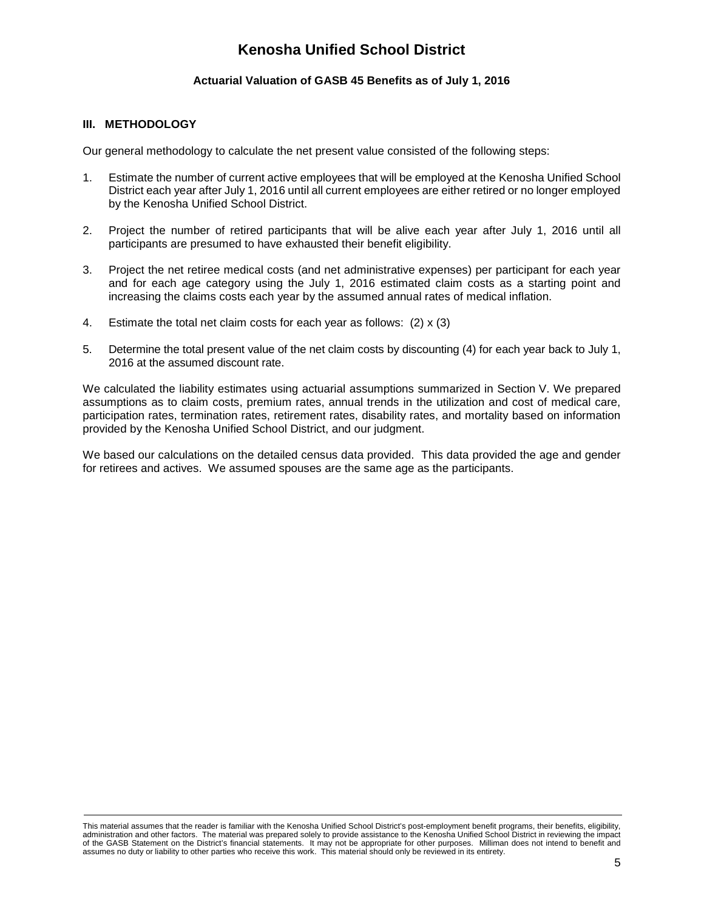## III. METHODOLOGY

Our general methodology to calculate the net present value consisted of the following steps:

1. Estimate the number of current active employees that will be employed at the Kenosha Unified School District each year after July 1, 2016 until all current employees are either retired or no longer employed by the Kenosha Unified School District.

2. Project the number of retired participants that will be alive each year after July 1, 2016 until all participants are presumed to have exhausted their benefit eligibility.

3. Project the net retiree medical costs (and net administrative expenses) per participant for each year and for each age category using the July 1, 2016 estimated claim costs as a starting point and increasing the claims costs each year by the assumed annual rates of medical inflation.

4. Estimate the total net claim costs for each year as follows: (2) x (3)

5. Determine the total present value of the net claim costs by discounting (4) for each year back to July 1, 2016 at the assumed discount rate.

We calculated the liability estimates using actuarial assumptions summarized in Section V. We prepared assumptions as to claim costs, premium rates, annual trends in the utilization and cost of medical care, participation rates, termination rates, retirement rates, disability rates, and mortality based on information provided by the Kenosha Unified School District, and our judgment.

We based our calculations on the detailed census data provided. This data provided the age and gender for retirees and actives. We assumed spouses are the same age as the participants.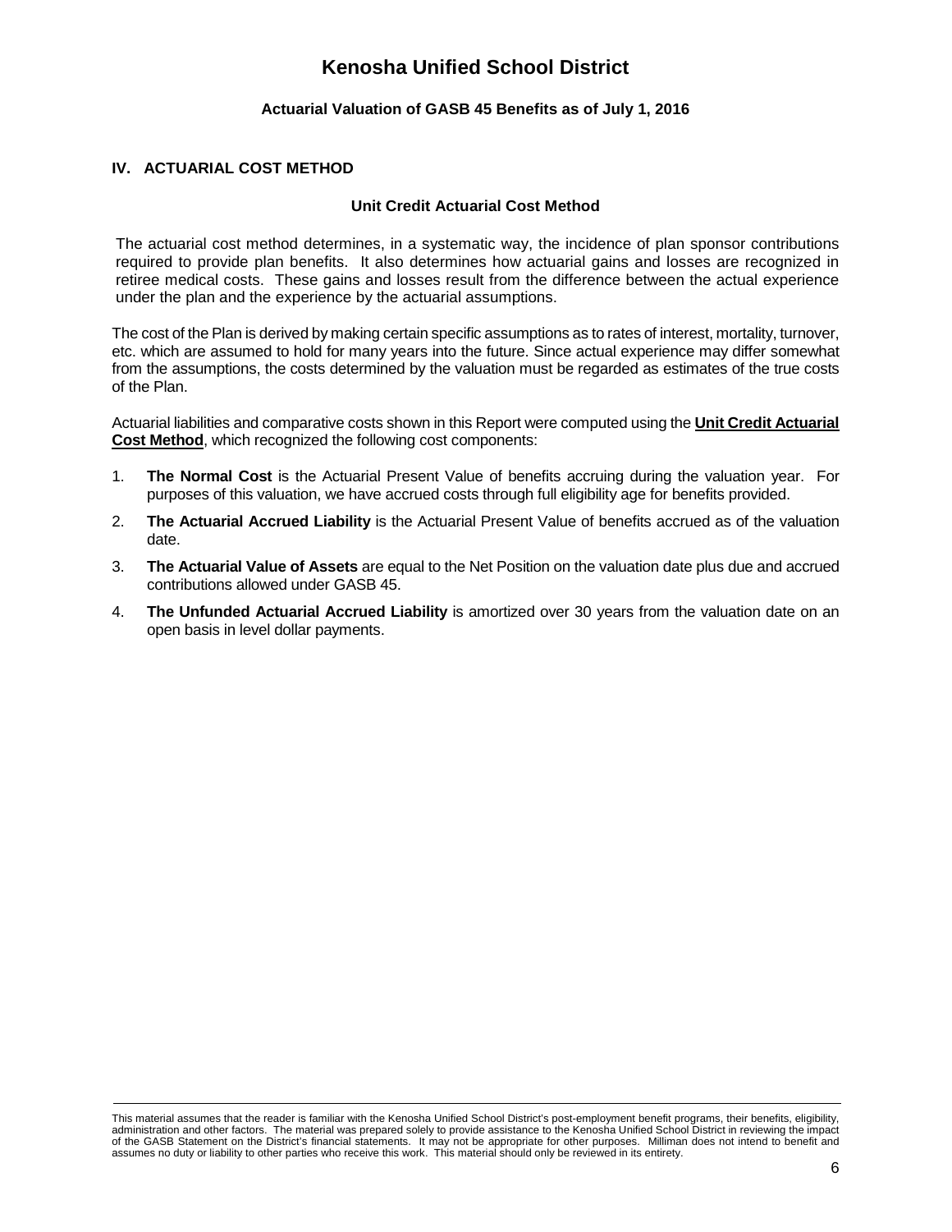## IV. ACTUARIAL COST METHOD

### Unit Credit Actuarial Cost Method

The actuarial cost method determines, in a systematic way, the incidence of plan sponsor contributions required to provide plan benefits. It also determines how actuarial gains and losses are recognized in retiree medical costs. These gains and losses result from the difference between the actual experience under the plan and the experience by the actuarial assumptions.

The cost of the Plan is derived by making certain specific assumptions as to rates of interest, mortality, turnover, etc. which are assumed to hold for many years into the future. Since actual experience may differ somewhat from the assumptions, the costs determined by the valuation must be regarded as estimates of the true costs of the Plan.

Actuarial liabilities and comparative costs shown in this Report were computed using the **Unit Credit Actuarial Cost Method**, which recognized the following cost components:

1. **The Normal Cost** is the Actuarial Present Value of benefits accruing during the valuation year. For purposes of this valuation, we have accrued costs through full eligibility age for benefits provided.
2. **The Actuarial Accrued Liability** is the Actuarial Present Value of benefits accrued as of the valuation date.
3. **The Actuarial Value of Assets** are equal to the Net Position on the valuation date plus due and accrued contributions allowed under GASB 45.
4. **The Unfunded Actuarial Accrued Liability** is amortized over 30 years from the valuation date on an open basis in level dollar payments.

This material assumes that the reader is familiar with the Kenosha Unified School District's post-employment benefit programs, their benefits, eligibility, administration and other factors. The material was prepared solely to provide assistance to the Kenosha Unified School District in reviewing the impact of the GASB Statement on the District's financial statements. It may not be appropriate for other purposes. Milliman does not intend to benefit and assumes no duty or liability to other parties who receive this work. This material should only be reviewed in its entirety.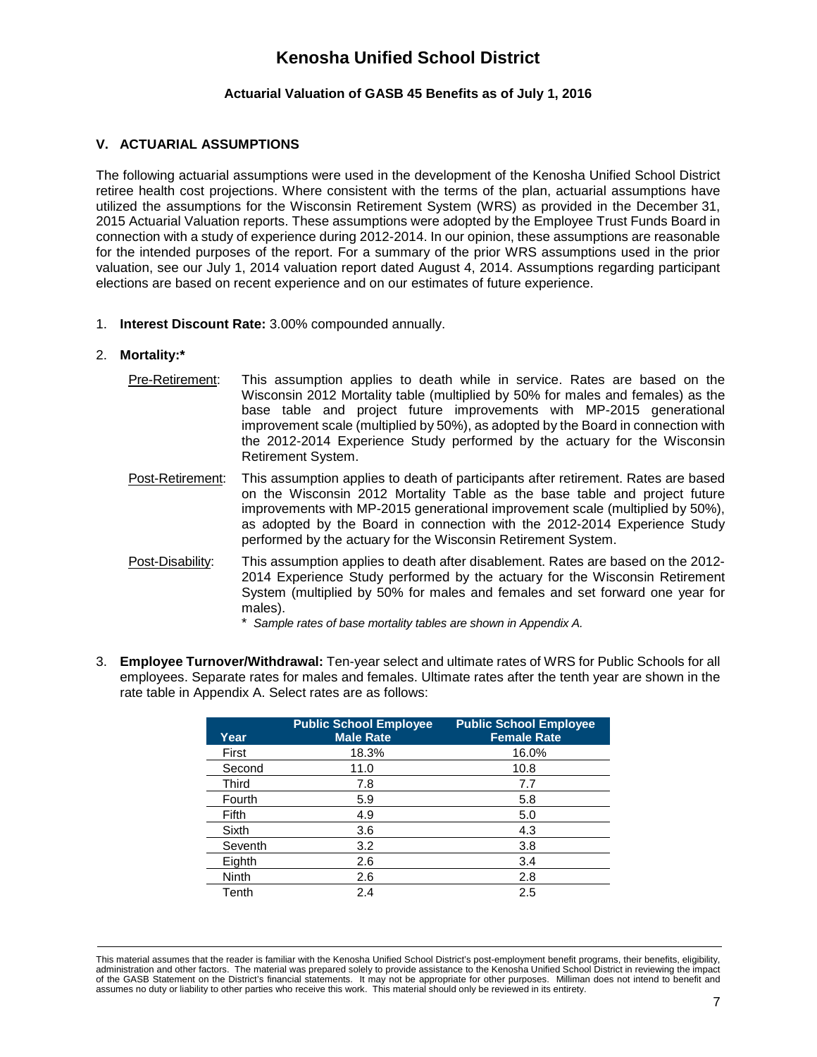# Kenosha Unified School District

### Actuarial Valuation of GASB 45 Benefits as of July 1, 2016

## V. ACTUARIAL ASSUMPTIONS

The following actuarial assumptions were used in the development of the Kenosha Unified School District retiree health cost projections. Where consistent with the terms of the plan, actuarial assumptions have utilized the assumptions for the Wisconsin Retirement System (WRS) as provided in the December 31, 2015 Actuarial Valuation reports. These assumptions were adopted by the Employee Trust Funds Board in connection with a study of experience during 2012-2014. In our opinion, these assumptions are reasonable for the intended purposes of the report. For a summary of the prior WRS assumptions used in the prior valuation, see our July 1, 2014 valuation report dated August 4, 2014. Assumptions regarding participant elections are based on recent experience and on our estimates of future experience.

1. **Interest Discount Rate:** 3.00% compounded annually.

2. **Mortality:***

   Pre-Retirement: This assumption applies to death while in service. Rates are based on the Wisconsin 2012 Mortality table (multiplied by 50% for males and females) as the base table and project future improvements with MP-2015 generational improvement scale (multiplied by 50%), as adopted by the Board in connection with the 2012-2014 Experience Study performed by the actuary for the Wisconsin Retirement System.

   Post-Retirement: This assumption applies to death of participants after retirement. Rates are based on the Wisconsin 2012 Mortality Table as the base table and project future improvements with MP-2015 generational improvement scale (multiplied by 50%), as adopted by the Board in connection with the 2012-2014 Experience Study performed by the actuary for the Wisconsin Retirement System.

   Post-Disability: This assumption applies to death after disablement. Rates are based on the 2012-2014 Experience Study performed by the actuary for the Wisconsin Retirement System (multiplied by 50% for males and females and set forward one year for males).

   * *Sample rates of base mortality tables are shown in Appendix A.*

3. **Employee Turnover/Withdrawal:** Ten-year select and ultimate rates of WRS for Public Schools for all employees. Separate rates for males and females. Ultimate rates after the tenth year are shown in the rate table in Appendix A. Select rates are as follows:

| Year | Public School Employee Male Rate | Public School Employee Female Rate |
|---|---|---|
| First | 18.3% | 16.0% |
| Second | 11.0 | 10.8 |
| Third | 7.8 | 7.7 |
| Fourth | 5.9 | 5.8 |
| Fifth | 4.9 | 5.0 |
| Sixth | 3.6 | 4.3 |
| Seventh | 3.2 | 3.8 |
| Eighth | 2.6 | 3.4 |
| Ninth | 2.6 | 2.8 |
| Tenth | 2.4 | 2.5 |

This material assumes that the reader is familiar with the Kenosha Unified School District's post-employment benefit programs, their benefits, eligibility, administration and other factors. The material was prepared solely to provide assistance to the Kenosha Unified School District in reviewing the impact of the GASB Statement on the District's financial statements. It may not be appropriate for other purposes. Milliman does not intend to benefit and assumes no duty or liability to other parties who receive this work. This material should only be reviewed in its entirety.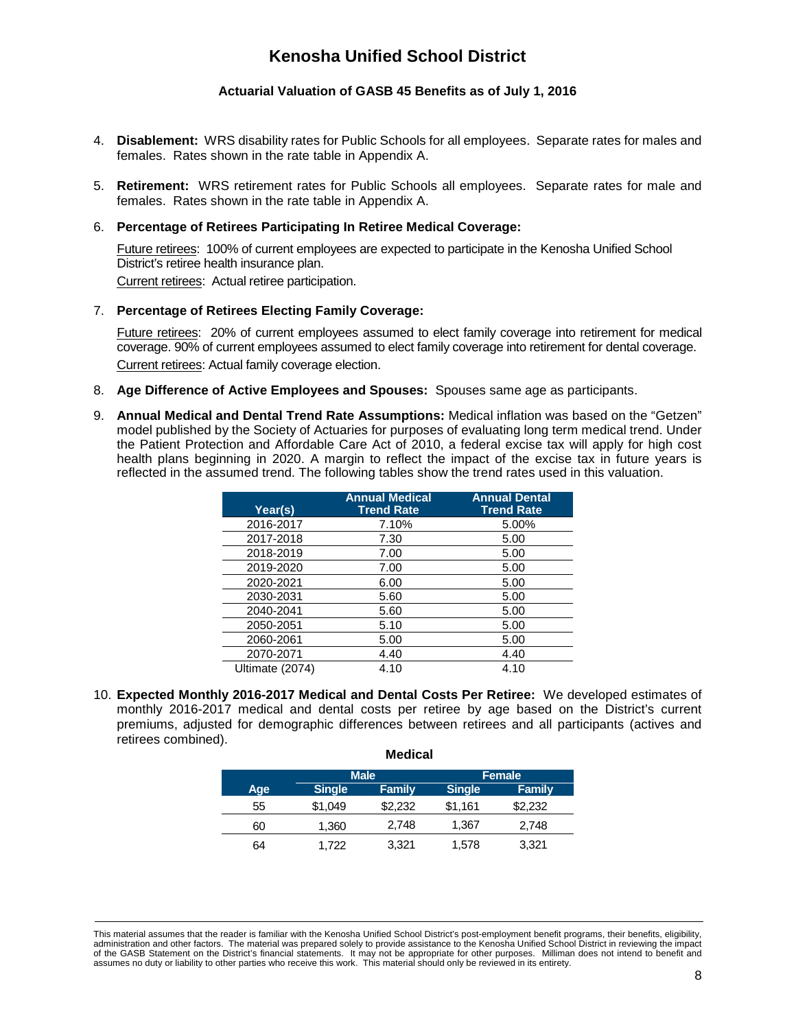# Kenosha Unified School District

### Actuarial Valuation of GASB 45 Benefits as of July 1, 2016

4. **Disablement:** WRS disability rates for Public Schools for all employees. Separate rates for males and females. Rates shown in the rate table in Appendix A.

5. **Retirement:** WRS retirement rates for Public Schools all employees. Separate rates for male and females. Rates shown in the rate table in Appendix A.

6. **Percentage of Retirees Participating In Retiree Medical Coverage:**

   Future retirees: 100% of current employees are expected to participate in the Kenosha Unified School District's retiree health insurance plan.

   Current retirees: Actual retiree participation.

7. **Percentage of Retirees Electing Family Coverage:**

   Future retirees: 20% of current employees assumed to elect family coverage into retirement for medical coverage. 90% of current employees assumed to elect family coverage into retirement for dental coverage.

   Current retirees: Actual family coverage election.

8. **Age Difference of Active Employees and Spouses:** Spouses same age as participants.

9. **Annual Medical and Dental Trend Rate Assumptions:** Medical inflation was based on the "Getzen" model published by the Society of Actuaries for purposes of evaluating long term medical trend. Under the Patient Protection and Affordable Care Act of 2010, a federal excise tax will apply for high cost health plans beginning in 2020. A margin to reflect the impact of the excise tax in future years is reflected in the assumed trend. The following tables show the trend rates used in this valuation.

| Year(s) | Annual Medical Trend Rate | Annual Dental Trend Rate |
|---|---|---|
| 2016-2017 | 7.10% | 5.00% |
| 2017-2018 | 7.30 | 5.00 |
| 2018-2019 | 7.00 | 5.00 |
| 2019-2020 | 7.00 | 5.00 |
| 2020-2021 | 6.00 | 5.00 |
| 2030-2031 | 5.60 | 5.00 |
| 2040-2041 | 5.60 | 5.00 |
| 2050-2051 | 5.10 | 5.00 |
| 2060-2061 | 5.00 | 5.00 |
| 2070-2071 | 4.40 | 4.40 |
| Ultimate (2074) | 4.10 | 4.10 |

10. **Expected Monthly 2016-2017 Medical and Dental Costs Per Retiree:** We developed estimates of monthly 2016-2017 medical and dental costs per retiree by age based on the District's current premiums, adjusted for demographic differences between retirees and all participants (actives and retirees combined).

**Medical**

| | Male | | Female | |
|---|---|---|---|---|
| Age | Single | Family | Single | Family |
| 55 | $1,049 | $2,232 | $1,161 | $2,232 |
| 60 | 1,360 | 2,748 | 1,367 | 2,748 |
| 64 | 1,722 | 3,321 | 1,578 | 3,321 |

This material assumes that the reader is familiar with the Kenosha Unified School District's post-employment benefit programs, their benefits, eligibility, administration and other factors. The material was prepared solely to provide assistance to the Kenosha Unified School District in reviewing the impact of the GASB Statement on the District's financial statements. It may not be appropriate for other purposes. Milliman does not intend to benefit and assumes no duty or liability to other parties who receive this work. This material should only be reviewed in its entirety.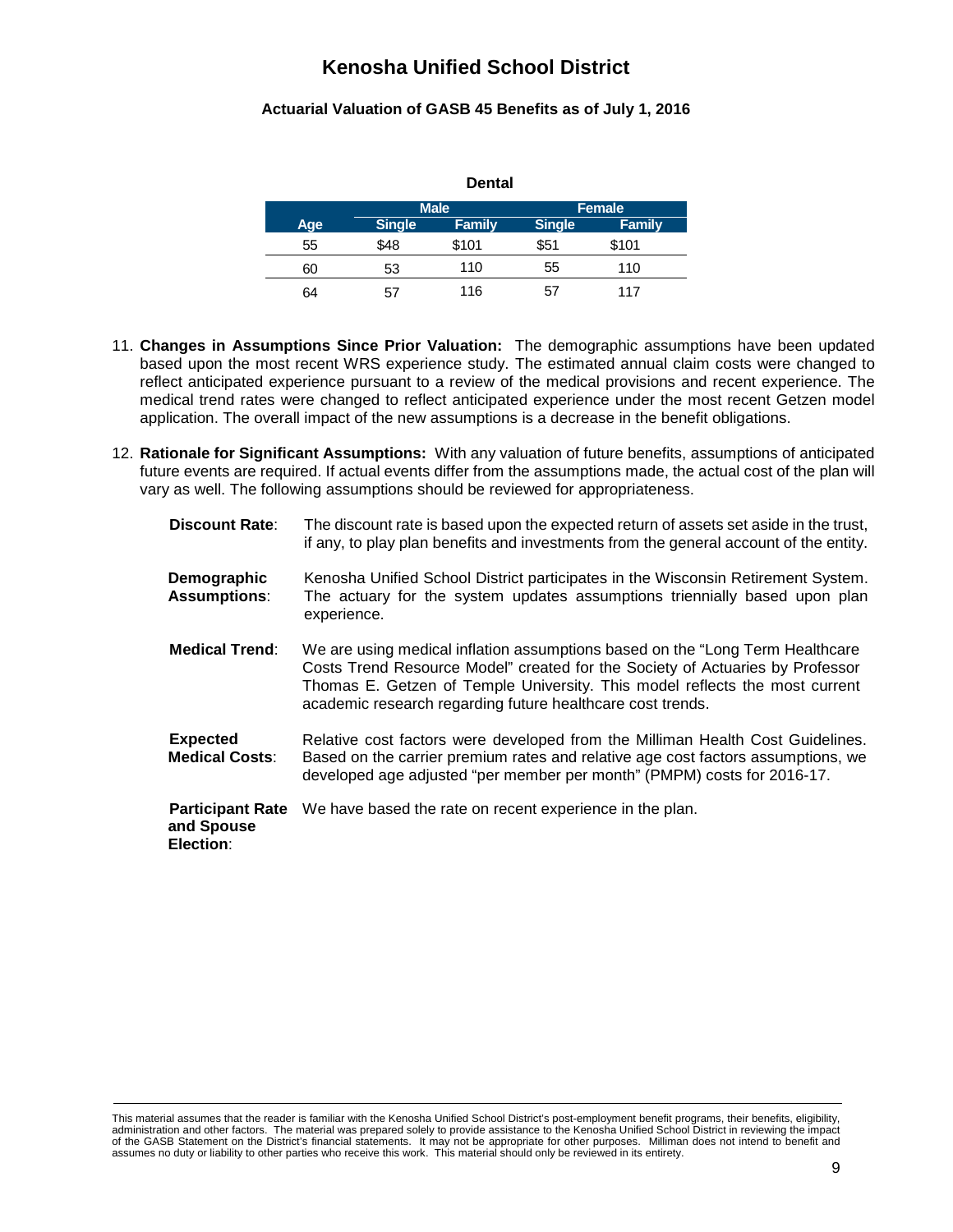**Dental**

| Age | Male | | Female | |
|---|---|---|---|---|
| | Single | Family | Single | Family |
| 55 | $48 | $101 | $51 | $101 |
| 60 | 53 | 110 | 55 | 110 |
| 64 | 57 | 116 | 57 | 117 |

11. **Changes in Assumptions Since Prior Valuation:** The demographic assumptions have been updated based upon the most recent WRS experience study. The estimated annual claim costs were changed to reflect anticipated experience pursuant to a review of the medical provisions and recent experience. The medical trend rates were changed to reflect anticipated experience under the most recent Getzen model application. The overall impact of the new assumptions is a decrease in the benefit obligations.

12. **Rationale for Significant Assumptions:** With any valuation of future benefits, assumptions of anticipated future events are required. If actual events differ from the assumptions made, the actual cost of the plan will vary as well. The following assumptions should be reviewed for appropriateness.

**Discount Rate**: The discount rate is based upon the expected return of assets set aside in the trust, if any, to play plan benefits and investments from the general account of the entity.

**Demographic Assumptions**: Kenosha Unified School District participates in the Wisconsin Retirement System. The actuary for the system updates assumptions triennially based upon plan experience.

**Medical Trend**: We are using medical inflation assumptions based on the "Long Term Healthcare Costs Trend Resource Model" created for the Society of Actuaries by Professor Thomas E. Getzen of Temple University. This model reflects the most current academic research regarding future healthcare cost trends.

**Expected Medical Costs**: Relative cost factors were developed from the Milliman Health Cost Guidelines. Based on the carrier premium rates and relative age cost factors assumptions, we developed age adjusted "per member per month" (PMPM) costs for 2016-17.

**Participant Rate and Spouse Election**: We have based the rate on recent experience in the plan.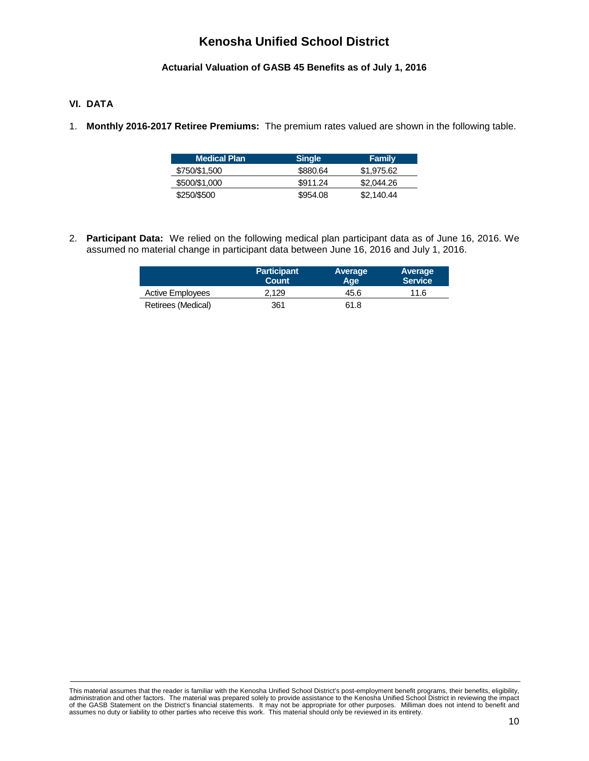# Kenosha Unified School District

### Actuarial Valuation of GASB 45 Benefits as of July 1, 2016

## VI. DATA

1. **Monthly 2016-2017 Retiree Premiums:** The premium rates valued are shown in the following table.

| Medical Plan | Single | Family |
|---|---|---|
| $750/$1,500 | $880.64 | $1,975.62 |
| $500/$1,000 | $911.24 | $2,044.26 |
| $250/$500 | $954.08 | $2,140.44 |

2. **Participant Data:** We relied on the following medical plan participant data as of June 16, 2016. We assumed no material change in participant data between June 16, 2016 and July 1, 2016.

| | Participant Count | Average Age | Average Service |
|---|---|---|---|
| Active Employees | 2,129 | 45.6 | 11.6 |
| Retirees (Medical) | 361 | 61.8 | |

This material assumes that the reader is familiar with the Kenosha Unified School District's post-employment benefit programs, their benefits, eligibility, administration and other factors. The material was prepared solely to provide assistance to the Kenosha Unified School District in reviewing the impact of the GASB Statement on the District's financial statements. It may not be appropriate for other purposes. Milliman does not intend to benefit and assumes no duty or liability to other parties who receive this work. This material should only be reviewed in its entirety.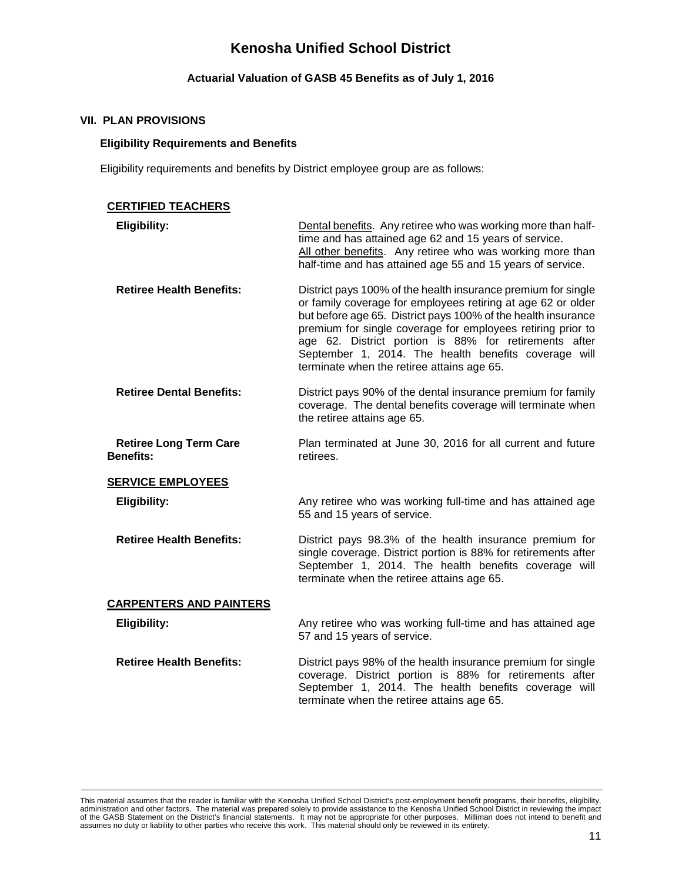# Kenosha Unified School District

### Actuarial Valuation of GASB 45 Benefits as of July 1, 2016

## VII. PLAN PROVISIONS

### Eligibility Requirements and Benefits

Eligibility requirements and benefits by District employee group are as follows:

#### CERTIFIED TEACHERS

**Eligibility:** Dental benefits. Any retiree who was working more than half-time and has attained age 62 and 15 years of service. All other benefits. Any retiree who was working more than half-time and has attained age 55 and 15 years of service.

**Retiree Health Benefits:** District pays 100% of the health insurance premium for single or family coverage for employees retiring at age 62 or older but before age 65. District pays 100% of the health insurance premium for single coverage for employees retiring prior to age 62. District portion is 88% for retirements after September 1, 2014. The health benefits coverage will terminate when the retiree attains age 65.

**Retiree Dental Benefits:** District pays 90% of the dental insurance premium for family coverage. The dental benefits coverage will terminate when the retiree attains age 65.

**Retiree Long Term Care Benefits:** Plan terminated at June 30, 2016 for all current and future retirees.

#### SERVICE EMPLOYEES

**Eligibility:** Any retiree who was working full-time and has attained age 55 and 15 years of service.

**Retiree Health Benefits:** District pays 98.3% of the health insurance premium for single coverage. District portion is 88% for retirements after September 1, 2014. The health benefits coverage will terminate when the retiree attains age 65.

#### CARPENTERS AND PAINTERS

**Eligibility:** Any retiree who was working full-time and has attained age 57 and 15 years of service.

**Retiree Health Benefits:** District pays 98% of the health insurance premium for single coverage. District portion is 88% for retirements after September 1, 2014. The health benefits coverage will terminate when the retiree attains age 65.

This material assumes that the reader is familiar with the Kenosha Unified School District's post-employment benefit programs, their benefits, eligibility, administration and other factors. The material was prepared solely to provide assistance to the Kenosha Unified School District in reviewing the impact of the GASB Statement on the District's financial statements. It may not be appropriate for other purposes. Milliman does not intend to benefit and assumes no duty or liability to other parties who receive this work. This material should only be reviewed in its entirety.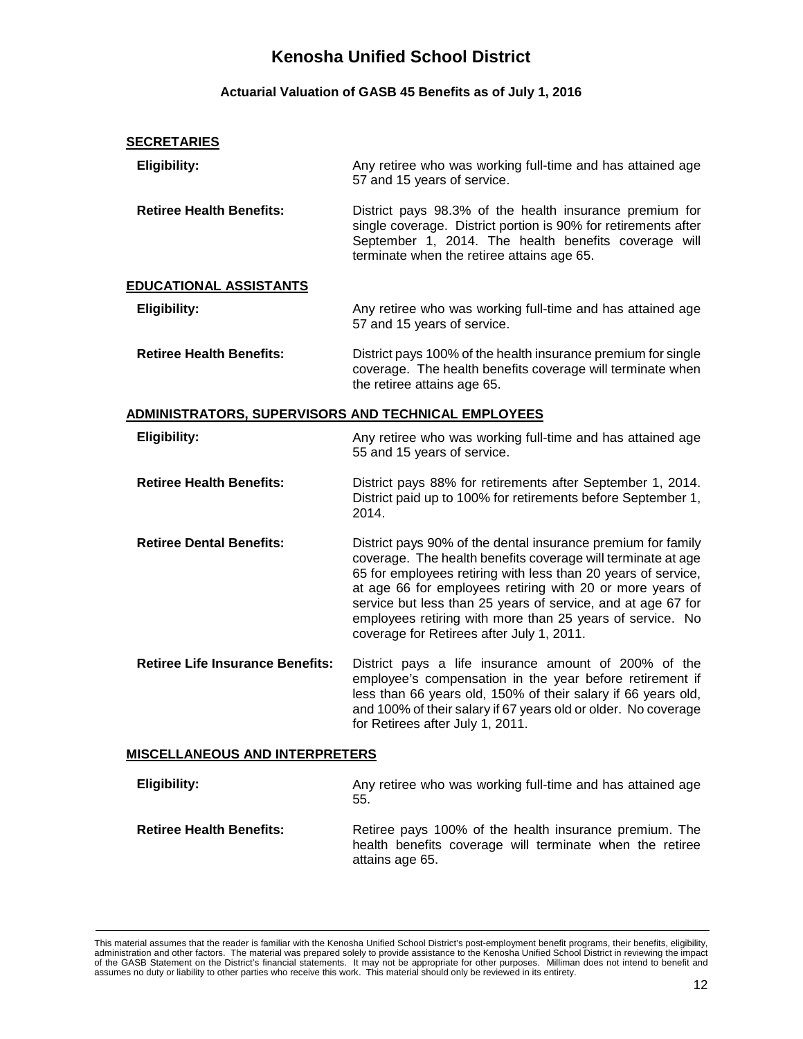# Kenosha Unified School District

### Actuarial Valuation of GASB 45 Benefits as of July 1, 2016

**SECRETARIES**

**Eligibility:** Any retiree who was working full-time and has attained age 57 and 15 years of service.

**Retiree Health Benefits:** District pays 98.3% of the health insurance premium for single coverage. District portion is 90% for retirements after September 1, 2014. The health benefits coverage will terminate when the retiree attains age 65.

**EDUCATIONAL ASSISTANTS**

**Eligibility:** Any retiree who was working full-time and has attained age 57 and 15 years of service.

**Retiree Health Benefits:** District pays 100% of the health insurance premium for single coverage. The health benefits coverage will terminate when the retiree attains age 65.

**ADMINISTRATORS, SUPERVISORS AND TECHNICAL EMPLOYEES**

**Eligibility:** Any retiree who was working full-time and has attained age 55 and 15 years of service.

**Retiree Health Benefits:** District pays 88% for retirements after September 1, 2014. District paid up to 100% for retirements before September 1, 2014.

**Retiree Dental Benefits:** District pays 90% of the dental insurance premium for family coverage. The health benefits coverage will terminate at age 65 for employees retiring with less than 20 years of service, at age 66 for employees retiring with 20 or more years of service but less than 25 years of service, and at age 67 for employees retiring with more than 25 years of service. No coverage for Retirees after July 1, 2011.

**Retiree Life Insurance Benefits:** District pays a life insurance amount of 200% of the employee's compensation in the year before retirement if less than 66 years old, 150% of their salary if 66 years old, and 100% of their salary if 67 years old or older. No coverage for Retirees after July 1, 2011.

**MISCELLANEOUS AND INTERPRETERS**

**Eligibility:** Any retiree who was working full-time and has attained age 55.

**Retiree Health Benefits:** Retiree pays 100% of the health insurance premium. The health benefits coverage will terminate when the retiree attains age 65.

This material assumes that the reader is familiar with the Kenosha Unified School District's post-employment benefit programs, their benefits, eligibility, administration and other factors. The material was prepared solely to provide assistance to the Kenosha Unified School District in reviewing the impact of the GASB Statement on the District's financial statements. It may not be appropriate for other purposes. Milliman does not intend to benefit and assumes no duty or liability to other parties who receive this work. This material should only be reviewed in its entirety.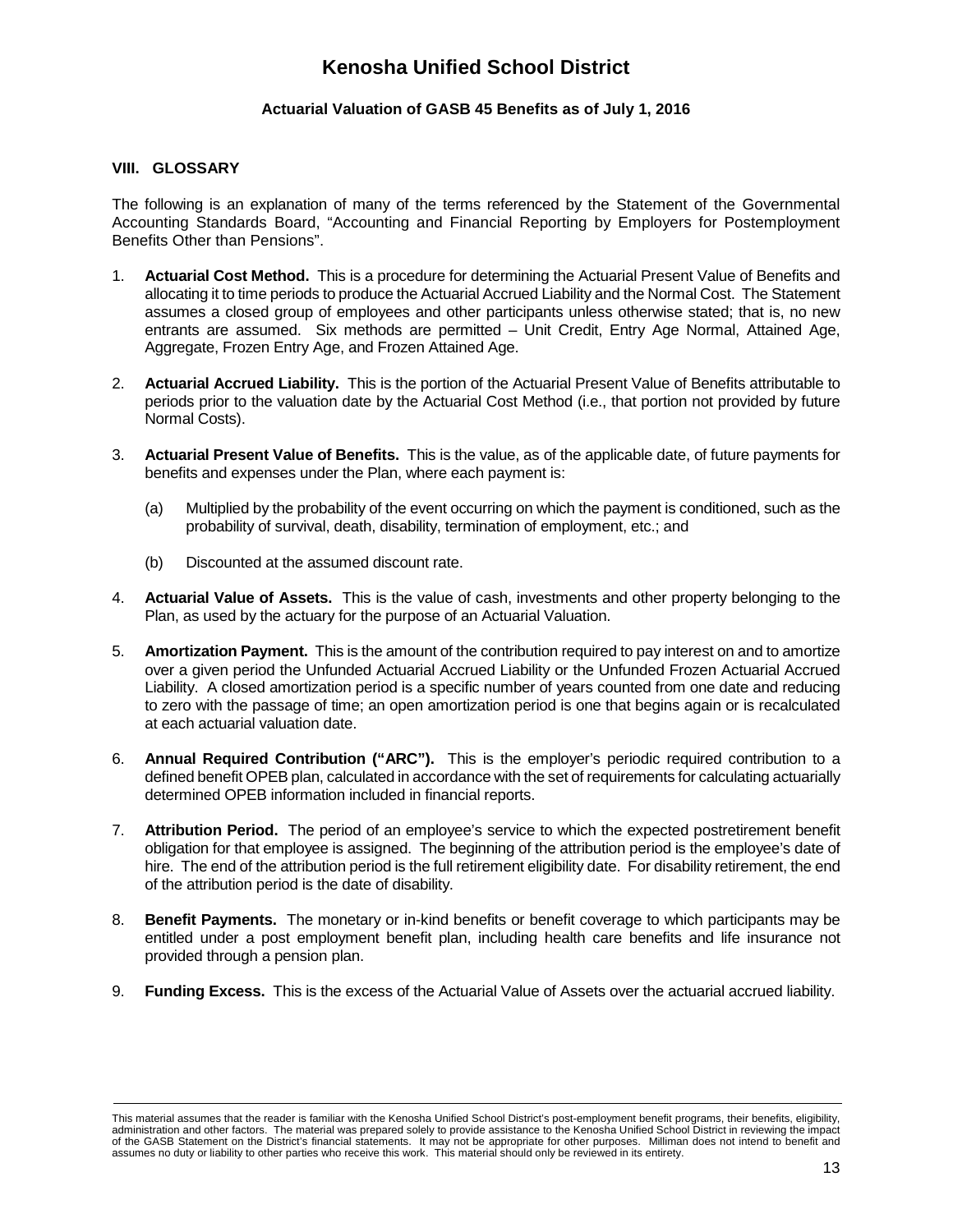# Kenosha Unified School District

### Actuarial Valuation of GASB 45 Benefits as of July 1, 2016

## VIII. GLOSSARY

The following is an explanation of many of the terms referenced by the Statement of the Governmental Accounting Standards Board, "Accounting and Financial Reporting by Employers for Postemployment Benefits Other than Pensions".

1. **Actuarial Cost Method.** This is a procedure for determining the Actuarial Present Value of Benefits and allocating it to time periods to produce the Actuarial Accrued Liability and the Normal Cost. The Statement assumes a closed group of employees and other participants unless otherwise stated; that is, no new entrants are assumed. Six methods are permitted – Unit Credit, Entry Age Normal, Attained Age, Aggregate, Frozen Entry Age, and Frozen Attained Age.

2. **Actuarial Accrued Liability.** This is the portion of the Actuarial Present Value of Benefits attributable to periods prior to the valuation date by the Actuarial Cost Method (i.e., that portion not provided by future Normal Costs).

3. **Actuarial Present Value of Benefits.** This is the value, as of the applicable date, of future payments for benefits and expenses under the Plan, where each payment is:

   (a) Multiplied by the probability of the event occurring on which the payment is conditioned, such as the probability of survival, death, disability, termination of employment, etc.; and

   (b) Discounted at the assumed discount rate.

4. **Actuarial Value of Assets.** This is the value of cash, investments and other property belonging to the Plan, as used by the actuary for the purpose of an Actuarial Valuation.

5. **Amortization Payment.** This is the amount of the contribution required to pay interest on and to amortize over a given period the Unfunded Actuarial Accrued Liability or the Unfunded Frozen Actuarial Accrued Liability. A closed amortization period is a specific number of years counted from one date and reducing to zero with the passage of time; an open amortization period is one that begins again or is recalculated at each actuarial valuation date.

6. **Annual Required Contribution ("ARC").** This is the employer's periodic required contribution to a defined benefit OPEB plan, calculated in accordance with the set of requirements for calculating actuarially determined OPEB information included in financial reports.

7. **Attribution Period.** The period of an employee's service to which the expected postretirement benefit obligation for that employee is assigned. The beginning of the attribution period is the employee's date of hire. The end of the attribution period is the full retirement eligibility date. For disability retirement, the end of the attribution period is the date of disability.

8. **Benefit Payments.** The monetary or in-kind benefits or benefit coverage to which participants may be entitled under a post employment benefit plan, including health care benefits and life insurance not provided through a pension plan.

9. **Funding Excess.** This is the excess of the Actuarial Value of Assets over the actuarial accrued liability.

This material assumes that the reader is familiar with the Kenosha Unified School District's post-employment benefit programs, their benefits, eligibility, administration and other factors. The material was prepared solely to provide assistance to the Kenosha Unified School District in reviewing the impact of the GASB Statement on the District's financial statements. It may not be appropriate for other purposes. Milliman does not intend to benefit and assumes no duty or liability to other parties who receive this work. This material should only be reviewed in its entirety.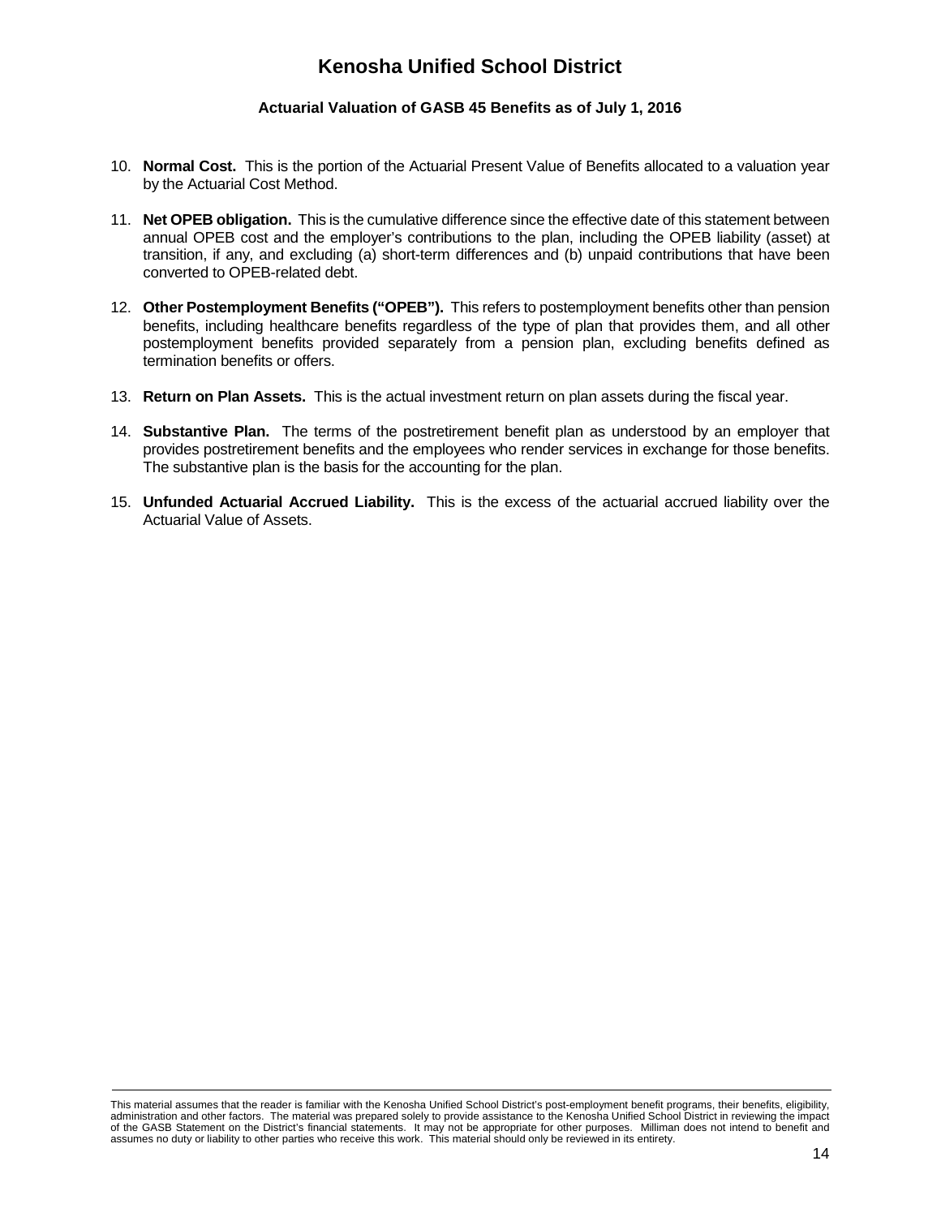10. **Normal Cost.** This is the portion of the Actuarial Present Value of Benefits allocated to a valuation year by the Actuarial Cost Method.

11. **Net OPEB obligation.** This is the cumulative difference since the effective date of this statement between annual OPEB cost and the employer's contributions to the plan, including the OPEB liability (asset) at transition, if any, and excluding (a) short-term differences and (b) unpaid contributions that have been converted to OPEB-related debt.

12. **Other Postemployment Benefits ("OPEB").** This refers to postemployment benefits other than pension benefits, including healthcare benefits regardless of the type of plan that provides them, and all other postemployment benefits provided separately from a pension plan, excluding benefits defined as termination benefits or offers.

13. **Return on Plan Assets.** This is the actual investment return on plan assets during the fiscal year.

14. **Substantive Plan.** The terms of the postretirement benefit plan as understood by an employer that provides postretirement benefits and the employees who render services in exchange for those benefits. The substantive plan is the basis for the accounting for the plan.

15. **Unfunded Actuarial Accrued Liability.** This is the excess of the actuarial accrued liability over the Actuarial Value of Assets.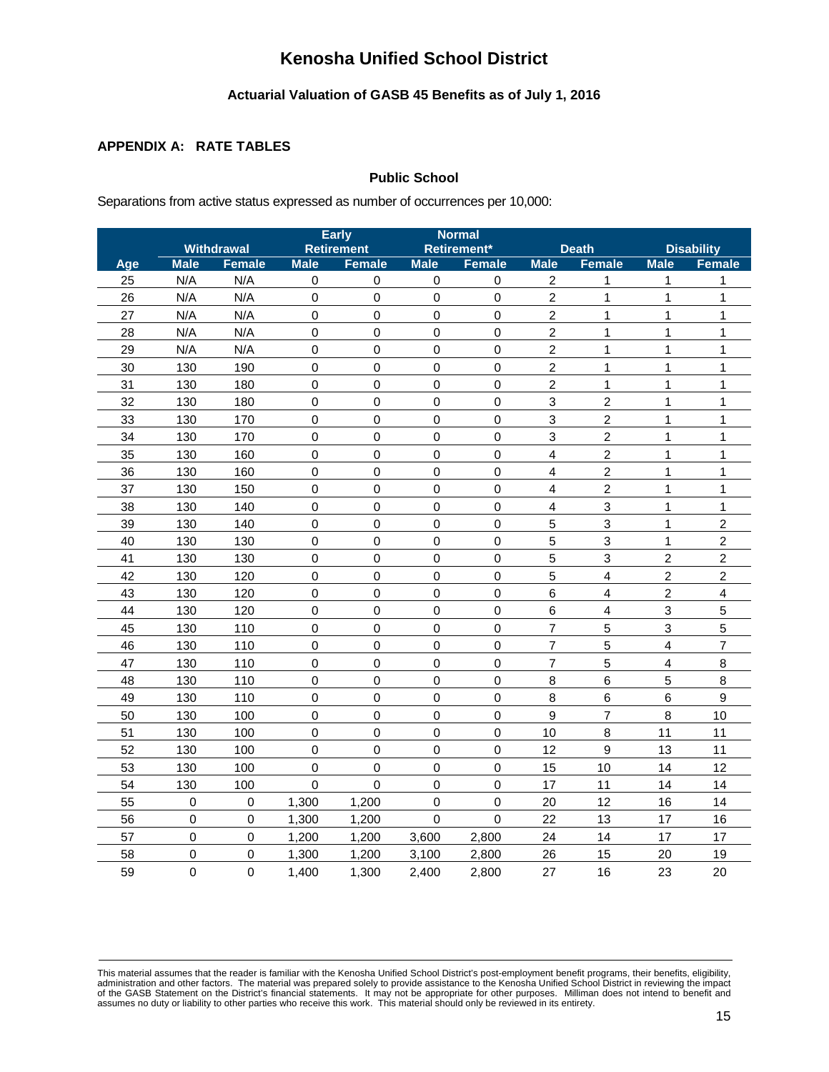# Kenosha Unified School District

### Actuarial Valuation of GASB 45 Benefits as of July 1, 2016

## APPENDIX A: RATE TABLES

### Public School

Separations from active status expressed as number of occurrences per 10,000:

| | Withdrawal | | Early Retirement | | Normal Retirement* | | Death | | Disability | |
|---|---|---|---|---|---|---|---|---|---|---|
| Age | Male | Female | Male | Female | Male | Female | Male | Female | Male | Female |
| 25 | N/A | N/A | 0 | 0 | 0 | 0 | 2 | 1 | 1 | 1 |
| 26 | N/A | N/A | 0 | 0 | 0 | 0 | 2 | 1 | 1 | 1 |
| 27 | N/A | N/A | 0 | 0 | 0 | 0 | 2 | 1 | 1 | 1 |
| 28 | N/A | N/A | 0 | 0 | 0 | 0 | 2 | 1 | 1 | 1 |
| 29 | N/A | N/A | 0 | 0 | 0 | 0 | 2 | 1 | 1 | 1 |
| 30 | 130 | 190 | 0 | 0 | 0 | 0 | 2 | 1 | 1 | 1 |
| 31 | 130 | 180 | 0 | 0 | 0 | 0 | 2 | 1 | 1 | 1 |
| 32 | 130 | 180 | 0 | 0 | 0 | 0 | 3 | 2 | 1 | 1 |
| 33 | 130 | 170 | 0 | 0 | 0 | 0 | 3 | 2 | 1 | 1 |
| 34 | 130 | 170 | 0 | 0 | 0 | 0 | 3 | 2 | 1 | 1 |
| 35 | 130 | 160 | 0 | 0 | 0 | 0 | 4 | 2 | 1 | 1 |
| 36 | 130 | 160 | 0 | 0 | 0 | 0 | 4 | 2 | 1 | 1 |
| 37 | 130 | 150 | 0 | 0 | 0 | 0 | 4 | 2 | 1 | 1 |
| 38 | 130 | 140 | 0 | 0 | 0 | 0 | 4 | 3 | 1 | 1 |
| 39 | 130 | 140 | 0 | 0 | 0 | 0 | 5 | 3 | 1 | 2 |
| 40 | 130 | 130 | 0 | 0 | 0 | 0 | 5 | 3 | 1 | 2 |
| 41 | 130 | 130 | 0 | 0 | 0 | 0 | 5 | 3 | 2 | 2 |
| 42 | 130 | 120 | 0 | 0 | 0 | 0 | 5 | 4 | 2 | 2 |
| 43 | 130 | 120 | 0 | 0 | 0 | 0 | 6 | 4 | 2 | 4 |
| 44 | 130 | 120 | 0 | 0 | 0 | 0 | 6 | 4 | 3 | 5 |
| 45 | 130 | 110 | 0 | 0 | 0 | 0 | 7 | 5 | 3 | 5 |
| 46 | 130 | 110 | 0 | 0 | 0 | 0 | 7 | 5 | 4 | 7 |
| 47 | 130 | 110 | 0 | 0 | 0 | 0 | 7 | 5 | 4 | 8 |
| 48 | 130 | 110 | 0 | 0 | 0 | 0 | 8 | 6 | 5 | 8 |
| 49 | 130 | 110 | 0 | 0 | 0 | 0 | 8 | 6 | 6 | 9 |
| 50 | 130 | 100 | 0 | 0 | 0 | 0 | 9 | 7 | 8 | 10 |
| 51 | 130 | 100 | 0 | 0 | 0 | 0 | 10 | 8 | 11 | 11 |
| 52 | 130 | 100 | 0 | 0 | 0 | 0 | 12 | 9 | 13 | 11 |
| 53 | 130 | 100 | 0 | 0 | 0 | 0 | 15 | 10 | 14 | 12 |
| 54 | 130 | 100 | 0 | 0 | 0 | 0 | 17 | 11 | 14 | 14 |
| 55 | 0 | 0 | 1,300 | 1,200 | 0 | 0 | 20 | 12 | 16 | 14 |
| 56 | 0 | 0 | 1,300 | 1,200 | 0 | 0 | 22 | 13 | 17 | 16 |
| 57 | 0 | 0 | 1,200 | 1,200 | 3,600 | 2,800 | 24 | 14 | 17 | 17 |
| 58 | 0 | 0 | 1,300 | 1,200 | 3,100 | 2,800 | 26 | 15 | 20 | 19 |
| 59 | 0 | 0 | 1,400 | 1,300 | 2,400 | 2,800 | 27 | 16 | 23 | 20 |

This material assumes that the reader is familiar with the Kenosha Unified School District's post-employment benefit programs, their benefits, eligibility, administration and other factors. The material was prepared solely to provide assistance to the Kenosha Unified School District in reviewing the impact of the GASB Statement on the District's financial statements. It may not be appropriate for other purposes. Milliman does not intend to benefit and assumes no duty or liability to other parties who receive this work. This material should only be reviewed in its entirety.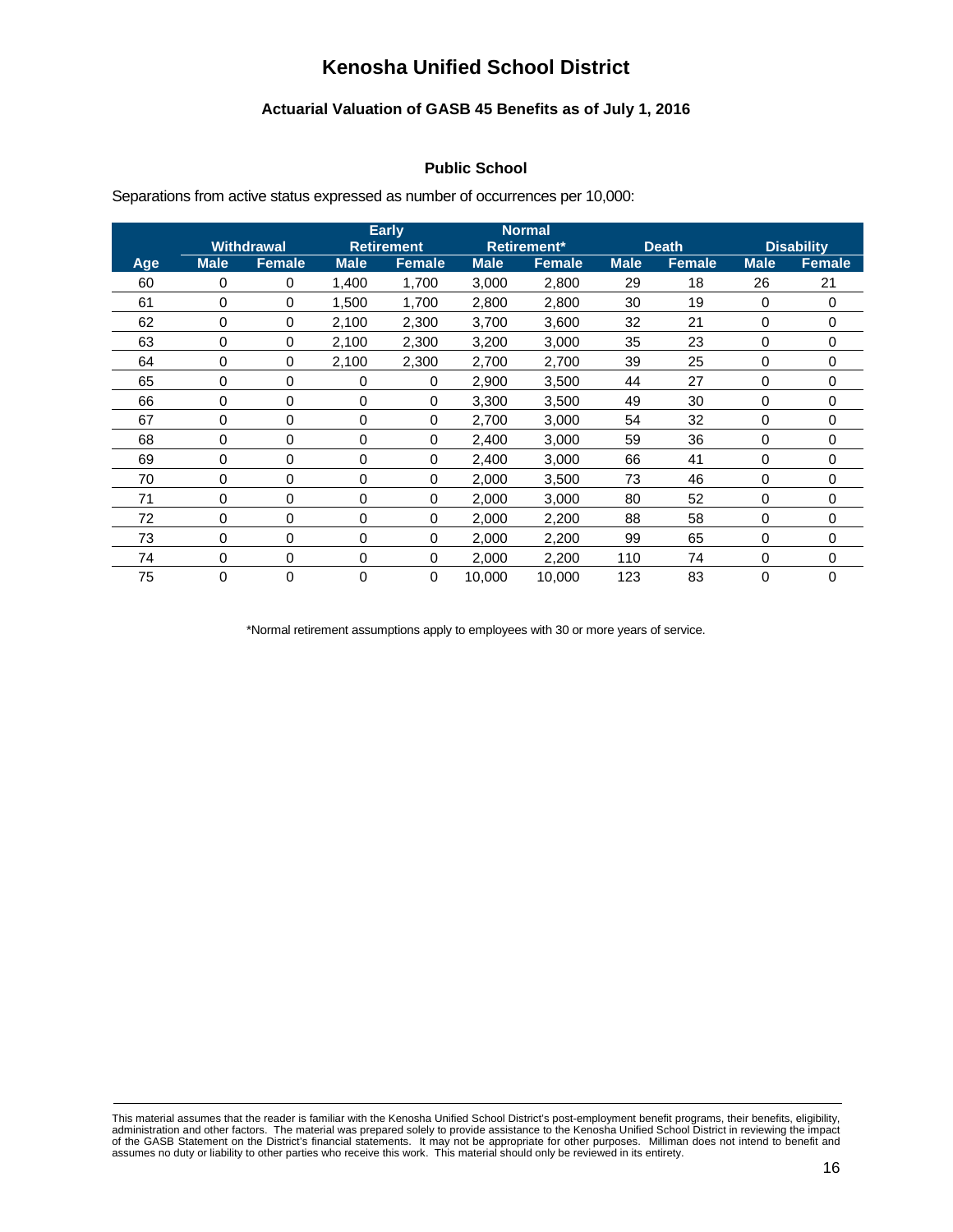# Kenosha Unified School District

### Actuarial Valuation of GASB 45 Benefits as of July 1, 2016

#### Public School

Separations from active status expressed as number of occurrences per 10,000:

| | Withdrawal | | Early Retirement | | Normal Retirement* | | Death | | Disability | |
|---|---|---|---|---|---|---|---|---|---|---|
| Age | Male | Female | Male | Female | Male | Female | Male | Female | Male | Female |
| 60 | 0 | 0 | 1,400 | 1,700 | 3,000 | 2,800 | 29 | 18 | 26 | 21 |
| 61 | 0 | 0 | 1,500 | 1,700 | 2,800 | 2,800 | 30 | 19 | 0 | 0 |
| 62 | 0 | 0 | 2,100 | 2,300 | 3,700 | 3,600 | 32 | 21 | 0 | 0 |
| 63 | 0 | 0 | 2,100 | 2,300 | 3,200 | 3,000 | 35 | 23 | 0 | 0 |
| 64 | 0 | 0 | 2,100 | 2,300 | 2,700 | 2,700 | 39 | 25 | 0 | 0 |
| 65 | 0 | 0 | 0 | 0 | 2,900 | 3,500 | 44 | 27 | 0 | 0 |
| 66 | 0 | 0 | 0 | 0 | 3,300 | 3,500 | 49 | 30 | 0 | 0 |
| 67 | 0 | 0 | 0 | 0 | 2,700 | 3,000 | 54 | 32 | 0 | 0 |
| 68 | 0 | 0 | 0 | 0 | 2,400 | 3,000 | 59 | 36 | 0 | 0 |
| 69 | 0 | 0 | 0 | 0 | 2,400 | 3,000 | 66 | 41 | 0 | 0 |
| 70 | 0 | 0 | 0 | 0 | 2,000 | 3,500 | 73 | 46 | 0 | 0 |
| 71 | 0 | 0 | 0 | 0 | 2,000 | 3,000 | 80 | 52 | 0 | 0 |
| 72 | 0 | 0 | 0 | 0 | 2,000 | 2,200 | 88 | 58 | 0 | 0 |
| 73 | 0 | 0 | 0 | 0 | 2,000 | 2,200 | 99 | 65 | 0 | 0 |
| 74 | 0 | 0 | 0 | 0 | 2,000 | 2,200 | 110 | 74 | 0 | 0 |
| 75 | 0 | 0 | 0 | 0 | 10,000 | 10,000 | 123 | 83 | 0 | 0 |

*Normal retirement assumptions apply to employees with 30 or more years of service.

This material assumes that the reader is familiar with the Kenosha Unified School District's post-employment benefit programs, their benefits, eligibility, administration and other factors. The material was prepared solely to provide assistance to the Kenosha Unified School District in reviewing the impact of the GASB Statement on the District's financial statements. It may not be appropriate for other purposes. Milliman does not intend to benefit and assumes no duty or liability to other parties who receive this work. This material should only be reviewed in its entirety.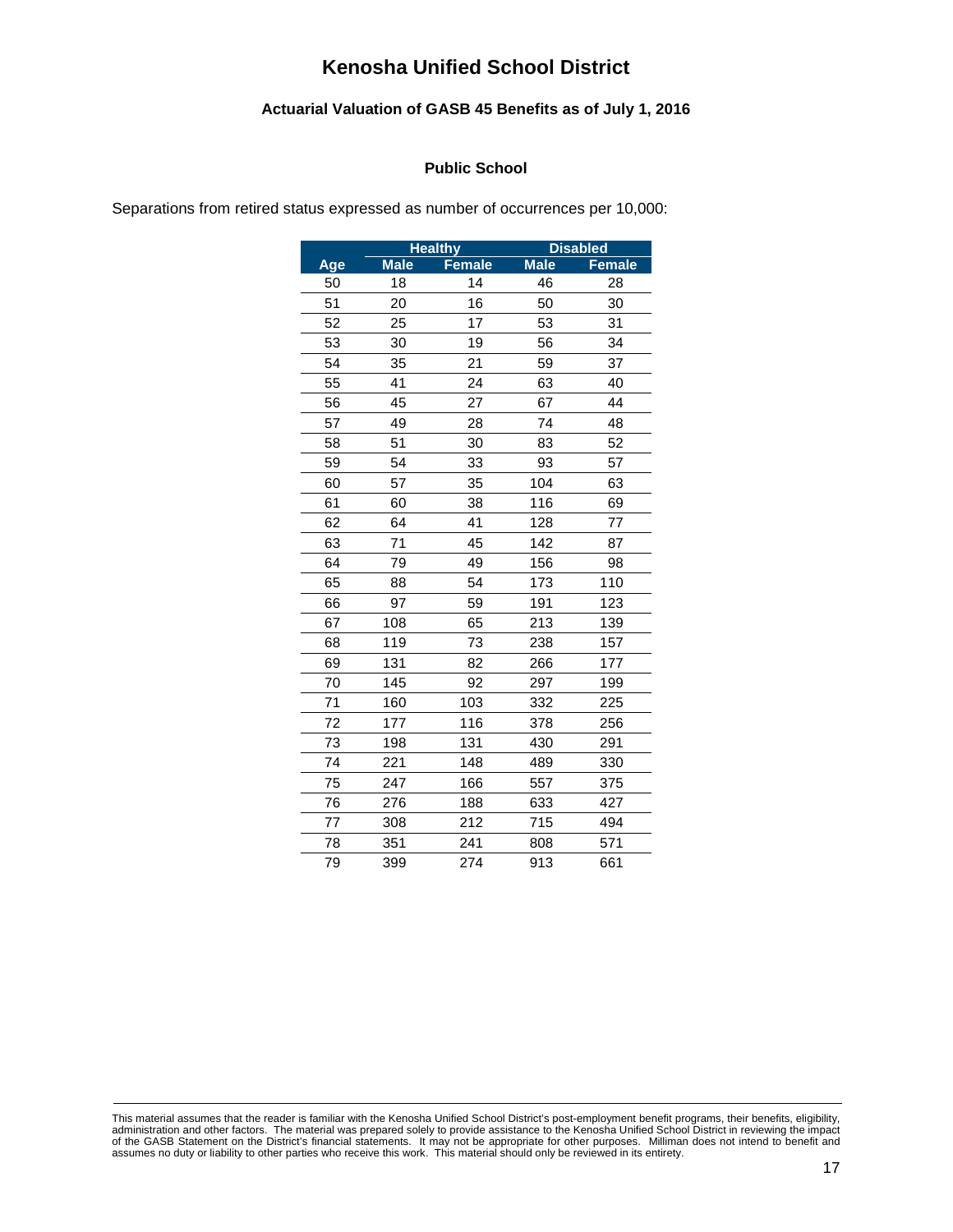# Kenosha Unified School District

### Actuarial Valuation of GASB 45 Benefits as of July 1, 2016

#### Public School

Separations from retired status expressed as number of occurrences per 10,000:

| | Healthy | | Disabled | |
|---|---|---|---|---|
| Age | Male | Female | Male | Female |
| 50 | 18 | 14 | 46 | 28 |
| 51 | 20 | 16 | 50 | 30 |
| 52 | 25 | 17 | 53 | 31 |
| 53 | 30 | 19 | 56 | 34 |
| 54 | 35 | 21 | 59 | 37 |
| 55 | 41 | 24 | 63 | 40 |
| 56 | 45 | 27 | 67 | 44 |
| 57 | 49 | 28 | 74 | 48 |
| 58 | 51 | 30 | 83 | 52 |
| 59 | 54 | 33 | 93 | 57 |
| 60 | 57 | 35 | 104 | 63 |
| 61 | 60 | 38 | 116 | 69 |
| 62 | 64 | 41 | 128 | 77 |
| 63 | 71 | 45 | 142 | 87 |
| 64 | 79 | 49 | 156 | 98 |
| 65 | 88 | 54 | 173 | 110 |
| 66 | 97 | 59 | 191 | 123 |
| 67 | 108 | 65 | 213 | 139 |
| 68 | 119 | 73 | 238 | 157 |
| 69 | 131 | 82 | 266 | 177 |
| 70 | 145 | 92 | 297 | 199 |
| 71 | 160 | 103 | 332 | 225 |
| 72 | 177 | 116 | 378 | 256 |
| 73 | 198 | 131 | 430 | 291 |
| 74 | 221 | 148 | 489 | 330 |
| 75 | 247 | 166 | 557 | 375 |
| 76 | 276 | 188 | 633 | 427 |
| 77 | 308 | 212 | 715 | 494 |
| 78 | 351 | 241 | 808 | 571 |
| 79 | 399 | 274 | 913 | 661 |

This material assumes that the reader is familiar with the Kenosha Unified School District's post-employment benefit programs, their benefits, eligibility, administration and other factors. The material was prepared solely to provide assistance to the Kenosha Unified School District in reviewing the impact of the GASB Statement on the District's financial statements. It may not be appropriate for other purposes. Milliman does not intend to benefit and assumes no duty or liability to other parties who receive this work. This material should only be reviewed in its entirety.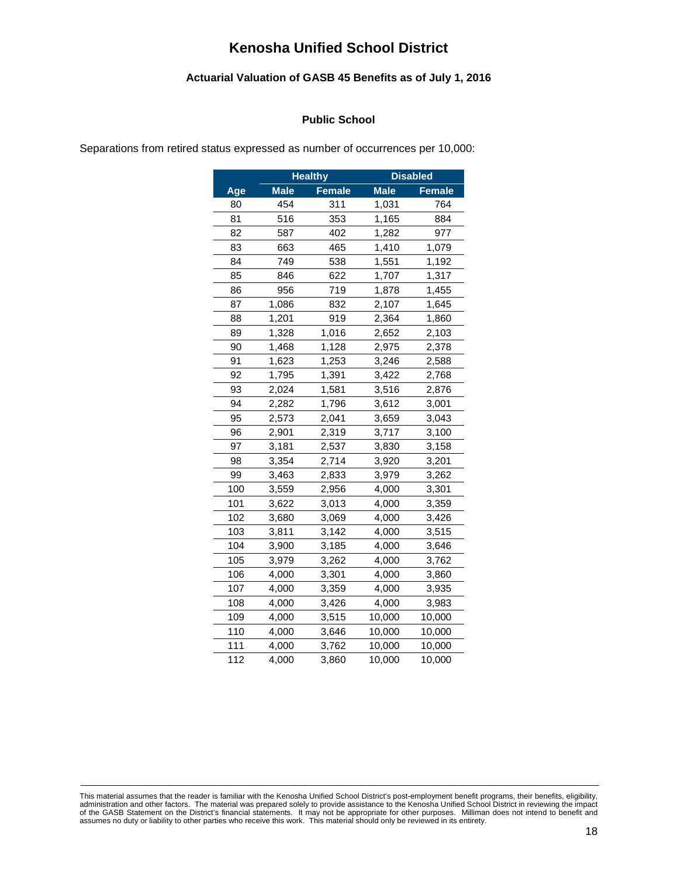# Kenosha Unified School District

### Actuarial Valuation of GASB 45 Benefits as of July 1, 2016

#### Public School

Separations from retired status expressed as number of occurrences per 10,000:

| | Healthy | | Disabled | |
|---|---|---|---|---|
| Age | Male | Female | Male | Female |
| 80 | 454 | 311 | 1,031 | 764 |
| 81 | 516 | 353 | 1,165 | 884 |
| 82 | 587 | 402 | 1,282 | 977 |
| 83 | 663 | 465 | 1,410 | 1,079 |
| 84 | 749 | 538 | 1,551 | 1,192 |
| 85 | 846 | 622 | 1,707 | 1,317 |
| 86 | 956 | 719 | 1,878 | 1,455 |
| 87 | 1,086 | 832 | 2,107 | 1,645 |
| 88 | 1,201 | 919 | 2,364 | 1,860 |
| 89 | 1,328 | 1,016 | 2,652 | 2,103 |
| 90 | 1,468 | 1,128 | 2,975 | 2,378 |
| 91 | 1,623 | 1,253 | 3,246 | 2,588 |
| 92 | 1,795 | 1,391 | 3,422 | 2,768 |
| 93 | 2,024 | 1,581 | 3,516 | 2,876 |
| 94 | 2,282 | 1,796 | 3,612 | 3,001 |
| 95 | 2,573 | 2,041 | 3,659 | 3,043 |
| 96 | 2,901 | 2,319 | 3,717 | 3,100 |
| 97 | 3,181 | 2,537 | 3,830 | 3,158 |
| 98 | 3,354 | 2,714 | 3,920 | 3,201 |
| 99 | 3,463 | 2,833 | 3,979 | 3,262 |
| 100 | 3,559 | 2,956 | 4,000 | 3,301 |
| 101 | 3,622 | 3,013 | 4,000 | 3,359 |
| 102 | 3,680 | 3,069 | 4,000 | 3,426 |
| 103 | 3,811 | 3,142 | 4,000 | 3,515 |
| 104 | 3,900 | 3,185 | 4,000 | 3,646 |
| 105 | 3,979 | 3,262 | 4,000 | 3,762 |
| 106 | 4,000 | 3,301 | 4,000 | 3,860 |
| 107 | 4,000 | 3,359 | 4,000 | 3,935 |
| 108 | 4,000 | 3,426 | 4,000 | 3,983 |
| 109 | 4,000 | 3,515 | 10,000 | 10,000 |
| 110 | 4,000 | 3,646 | 10,000 | 10,000 |
| 111 | 4,000 | 3,762 | 10,000 | 10,000 |
| 112 | 4,000 | 3,860 | 10,000 | 10,000 |

This material assumes that the reader is familiar with the Kenosha Unified School District's post-employment benefit programs, their benefits, eligibility, administration and other factors. The material was prepared solely to provide assistance to the Kenosha Unified School District in reviewing the impact of the GASB Statement on the District's financial statements. It may not be appropriate for other purposes. Milliman does not intend to benefit and assumes no duty or liability to other parties who receive this work. This material should only be reviewed in its entirety.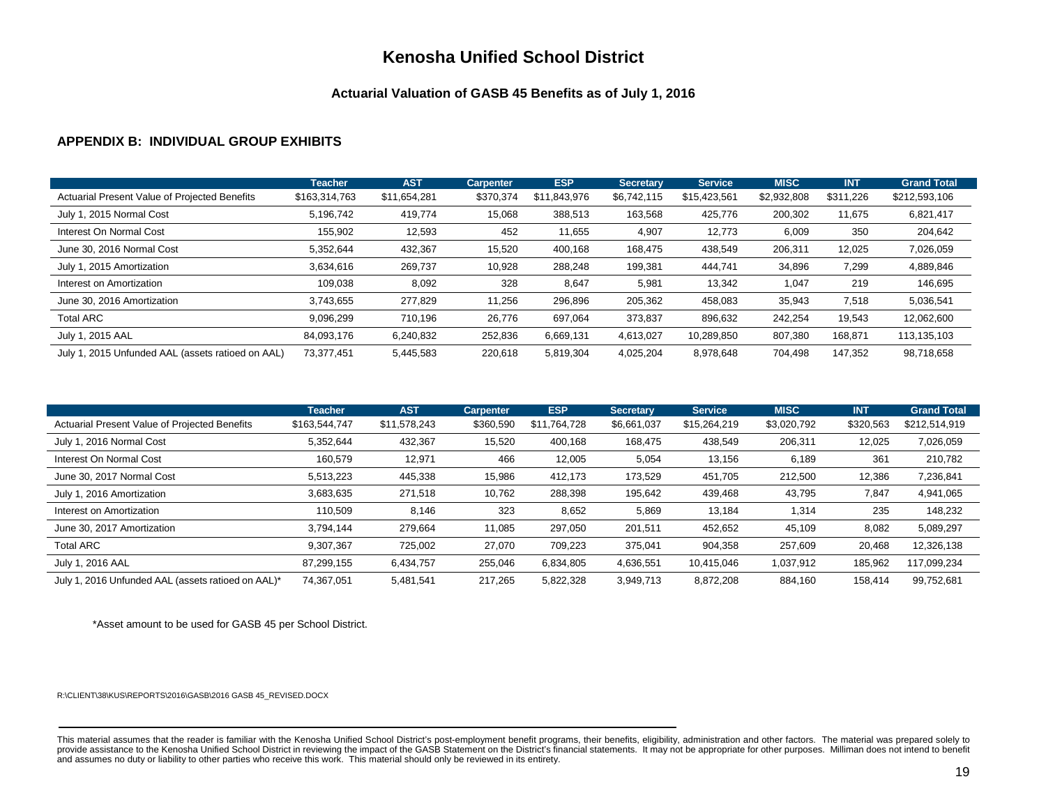# Kenosha Unified School District

### Actuarial Valuation of GASB 45 Benefits as of July 1, 2016

## APPENDIX B: INDIVIDUAL GROUP EXHIBITS

| | Teacher | AST | Carpenter | ESP | Secretary | Service | MISC | INT | Grand Total |
|---|---|---|---|---|---|---|---|---|---|
| Actuarial Present Value of Projected Benefits | $163,314,763 | $11,654,281 | $370,374 | $11,843,976 | $6,742,115 | $15,423,561 | $2,932,808 | $311,226 | $212,593,106 |
| July 1, 2015 Normal Cost | 5,196,742 | 419,774 | 15,068 | 388,513 | 163,568 | 425,776 | 200,302 | 11,675 | 6,821,417 |
| Interest On Normal Cost | 155,902 | 12,593 | 452 | 11,655 | 4,907 | 12,773 | 6,009 | 350 | 204,642 |
| June 30, 2016 Normal Cost | 5,352,644 | 432,367 | 15,520 | 400,168 | 168,475 | 438,549 | 206,311 | 12,025 | 7,026,059 |
| July 1, 2015 Amortization | 3,634,616 | 269,737 | 10,928 | 288,248 | 199,381 | 444,741 | 34,896 | 7,299 | 4,889,846 |
| Interest on Amortization | 109,038 | 8,092 | 328 | 8,647 | 5,981 | 13,342 | 1,047 | 219 | 146,695 |
| June 30, 2016 Amortization | 3,743,655 | 277,829 | 11,256 | 296,896 | 205,362 | 458,083 | 35,943 | 7,518 | 5,036,541 |
| Total ARC | 9,096,299 | 710,196 | 26,776 | 697,064 | 373,837 | 896,632 | 242,254 | 19,543 | 12,062,600 |
| July 1, 2015 AAL | 84,093,176 | 6,240,832 | 252,836 | 6,669,131 | 4,613,027 | 10,289,850 | 807,380 | 168,871 | 113,135,103 |
| July 1, 2015 Unfunded AAL (assets ratioed on AAL) | 73,377,451 | 5,445,583 | 220,618 | 5,819,304 | 4,025,204 | 8,978,648 | 704,498 | 147,352 | 98,718,658 |

| | Teacher | AST | Carpenter | ESP | Secretary | Service | MISC | INT | Grand Total |
|---|---|---|---|---|---|---|---|---|---|
| Actuarial Present Value of Projected Benefits | $163,544,747 | $11,578,243 | $360,590 | $11,764,728 | $6,661,037 | $15,264,219 | $3,020,792 | $320,563 | $212,514,919 |
| July 1, 2016 Normal Cost | 5,352,644 | 432,367 | 15,520 | 400,168 | 168,475 | 438,549 | 206,311 | 12,025 | 7,026,059 |
| Interest On Normal Cost | 160,579 | 12,971 | 466 | 12,005 | 5,054 | 13,156 | 6,189 | 361 | 210,782 |
| June 30, 2017 Normal Cost | 5,513,223 | 445,338 | 15,986 | 412,173 | 173,529 | 451,705 | 212,500 | 12,386 | 7,236,841 |
| July 1, 2016 Amortization | 3,683,635 | 271,518 | 10,762 | 288,398 | 195,642 | 439,468 | 43,795 | 7,847 | 4,941,065 |
| Interest on Amortization | 110,509 | 8,146 | 323 | 8,652 | 5,869 | 13,184 | 1,314 | 235 | 148,232 |
| June 30, 2017 Amortization | 3,794,144 | 279,664 | 11,085 | 297,050 | 201,511 | 452,652 | 45,109 | 8,082 | 5,089,297 |
| Total ARC | 9,307,367 | 725,002 | 27,070 | 709,223 | 375,041 | 904,358 | 257,609 | 20,468 | 12,326,138 |
| July 1, 2016 AAL | 87,299,155 | 6,434,757 | 255,046 | 6,834,805 | 4,636,551 | 10,415,046 | 1,037,912 | 185,962 | 117,099,234 |
| July 1, 2016 Unfunded AAL (assets ratioed on AAL)* | 74,367,051 | 5,481,541 | 217,265 | 5,822,328 | 3,949,713 | 8,872,208 | 884,160 | 158,414 | 99,752,681 |

*Asset amount to be used for GASB 45 per School District.

R:\CLIENT\38\KUS\REPORTS\2016\GASB\2016 GASB 45_REVISED.DOCX

This material assumes that the reader is familiar with the Kenosha Unified School District's post-employment benefit programs, their benefits, eligibility, administration and other factors. The material was prepared solely to provide assistance to the Kenosha Unified School District in reviewing the impact of the GASB Statement on the District's financial statements. It may not be appropriate for other purposes. Milliman does not intend to benefit and assumes no duty or liability to other parties who receive this work. This material should only be reviewed in its entirety.